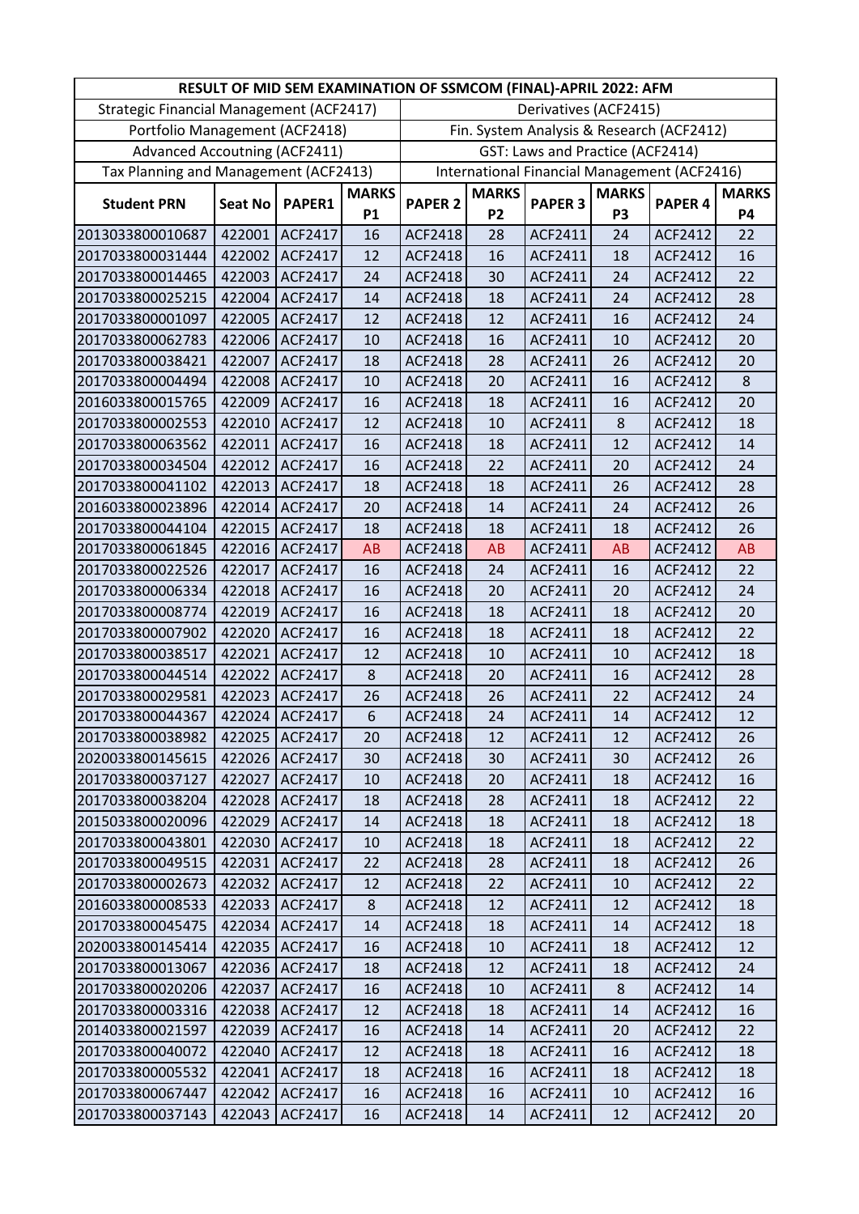| RESULT OF MID SEM EXAMINATION OF SSMCOM (FINAL)-APRIL 2022: AFM | | | | | | | | | |
|---|---|---|---|---|---|---|---|---|---|
| Strategic Financial Management (ACF2417) | | | | Derivatives (ACF2415) | | | | | |
| Portfolio Management (ACF2418) | | | | Fin. System Analysis & Research (ACF2412) | | | | | |
| Advanced Accoutning (ACF2411) | | | | GST: Laws and Practice (ACF2414) | | | | | |
| Tax Planning and Management (ACF2413) | | | | International Financial Management (ACF2416) | | | | | |
| **Student PRN** | **Seat No** | **PAPER1** | **MARKS P1** | **PAPER 2** | **MARKS P2** | **PAPER 3** | **MARKS P3** | **PAPER 4** | **MARKS P4** |
| 2013033800010687 | 422001 | ACF2417 | 16 | ACF2418 | 28 | ACF2411 | 24 | ACF2412 | 22 |
| 2017033800031444 | 422002 | ACF2417 | 12 | ACF2418 | 16 | ACF2411 | 18 | ACF2412 | 16 |
| 2017033800014465 | 422003 | ACF2417 | 24 | ACF2418 | 30 | ACF2411 | 24 | ACF2412 | 22 |
| 2017033800025215 | 422004 | ACF2417 | 14 | ACF2418 | 18 | ACF2411 | 24 | ACF2412 | 28 |
| 2017033800001097 | 422005 | ACF2417 | 12 | ACF2418 | 12 | ACF2411 | 16 | ACF2412 | 24 |
| 2017033800062783 | 422006 | ACF2417 | 10 | ACF2418 | 16 | ACF2411 | 10 | ACF2412 | 20 |
| 2017033800038421 | 422007 | ACF2417 | 18 | ACF2418 | 28 | ACF2411 | 26 | ACF2412 | 20 |
| 2017033800004494 | 422008 | ACF2417 | 10 | ACF2418 | 20 | ACF2411 | 16 | ACF2412 | 8 |
| 2016033800015765 | 422009 | ACF2417 | 16 | ACF2418 | 18 | ACF2411 | 16 | ACF2412 | 20 |
| 2017033800002553 | 422010 | ACF2417 | 12 | ACF2418 | 10 | ACF2411 | 8 | ACF2412 | 18 |
| 2017033800063562 | 422011 | ACF2417 | 16 | ACF2418 | 18 | ACF2411 | 12 | ACF2412 | 14 |
| 2017033800034504 | 422012 | ACF2417 | 16 | ACF2418 | 22 | ACF2411 | 20 | ACF2412 | 24 |
| 2017033800041102 | 422013 | ACF2417 | 18 | ACF2418 | 18 | ACF2411 | 26 | ACF2412 | 28 |
| 2016033800023896 | 422014 | ACF2417 | 20 | ACF2418 | 14 | ACF2411 | 24 | ACF2412 | 26 |
| 2017033800044104 | 422015 | ACF2417 | 18 | ACF2418 | 18 | ACF2411 | 18 | ACF2412 | 26 |
| 2017033800061845 | 422016 | ACF2417 | AB | ACF2418 | AB | ACF2411 | AB | ACF2412 | AB |
| 2017033800022526 | 422017 | ACF2417 | 16 | ACF2418 | 24 | ACF2411 | 16 | ACF2412 | 22 |
| 2017033800006334 | 422018 | ACF2417 | 16 | ACF2418 | 20 | ACF2411 | 20 | ACF2412 | 24 |
| 2017033800008774 | 422019 | ACF2417 | 16 | ACF2418 | 18 | ACF2411 | 18 | ACF2412 | 20 |
| 2017033800007902 | 422020 | ACF2417 | 16 | ACF2418 | 18 | ACF2411 | 18 | ACF2412 | 22 |
| 2017033800038517 | 422021 | ACF2417 | 12 | ACF2418 | 10 | ACF2411 | 10 | ACF2412 | 18 |
| 2017033800044514 | 422022 | ACF2417 | 8 | ACF2418 | 20 | ACF2411 | 16 | ACF2412 | 28 |
| 2017033800029581 | 422023 | ACF2417 | 26 | ACF2418 | 26 | ACF2411 | 22 | ACF2412 | 24 |
| 2017033800044367 | 422024 | ACF2417 | 6 | ACF2418 | 24 | ACF2411 | 14 | ACF2412 | 12 |
| 2017033800038982 | 422025 | ACF2417 | 20 | ACF2418 | 12 | ACF2411 | 12 | ACF2412 | 26 |
| 2020033800145615 | 422026 | ACF2417 | 30 | ACF2418 | 30 | ACF2411 | 30 | ACF2412 | 26 |
| 2017033800037127 | 422027 | ACF2417 | 10 | ACF2418 | 20 | ACF2411 | 18 | ACF2412 | 16 |
| 2017033800038204 | 422028 | ACF2417 | 18 | ACF2418 | 28 | ACF2411 | 18 | ACF2412 | 22 |
| 2015033800020096 | 422029 | ACF2417 | 14 | ACF2418 | 18 | ACF2411 | 18 | ACF2412 | 18 |
| 2017033800043801 | 422030 | ACF2417 | 10 | ACF2418 | 18 | ACF2411 | 18 | ACF2412 | 22 |
| 2017033800049515 | 422031 | ACF2417 | 22 | ACF2418 | 28 | ACF2411 | 18 | ACF2412 | 26 |
| 2017033800002673 | 422032 | ACF2417 | 12 | ACF2418 | 22 | ACF2411 | 10 | ACF2412 | 22 |
| 2016033800008533 | 422033 | ACF2417 | 8 | ACF2418 | 12 | ACF2411 | 12 | ACF2412 | 18 |
| 2017033800045475 | 422034 | ACF2417 | 14 | ACF2418 | 18 | ACF2411 | 14 | ACF2412 | 18 |
| 2020033800145414 | 422035 | ACF2417 | 16 | ACF2418 | 10 | ACF2411 | 18 | ACF2412 | 12 |
| 2017033800013067 | 422036 | ACF2417 | 18 | ACF2418 | 12 | ACF2411 | 18 | ACF2412 | 24 |
| 2017033800020206 | 422037 | ACF2417 | 16 | ACF2418 | 10 | ACF2411 | 8 | ACF2412 | 14 |
| 2017033800003316 | 422038 | ACF2417 | 12 | ACF2418 | 18 | ACF2411 | 14 | ACF2412 | 16 |
| 2014033800021597 | 422039 | ACF2417 | 16 | ACF2418 | 14 | ACF2411 | 20 | ACF2412 | 22 |
| 2017033800040072 | 422040 | ACF2417 | 12 | ACF2418 | 18 | ACF2411 | 16 | ACF2412 | 18 |
| 2017033800005532 | 422041 | ACF2417 | 18 | ACF2418 | 16 | ACF2411 | 18 | ACF2412 | 18 |
| 2017033800067447 | 422042 | ACF2417 | 16 | ACF2418 | 16 | ACF2411 | 10 | ACF2412 | 16 |
| 2017033800037143 | 422043 | ACF2417 | 16 | ACF2418 | 14 | ACF2411 | 12 | ACF2412 | 20 |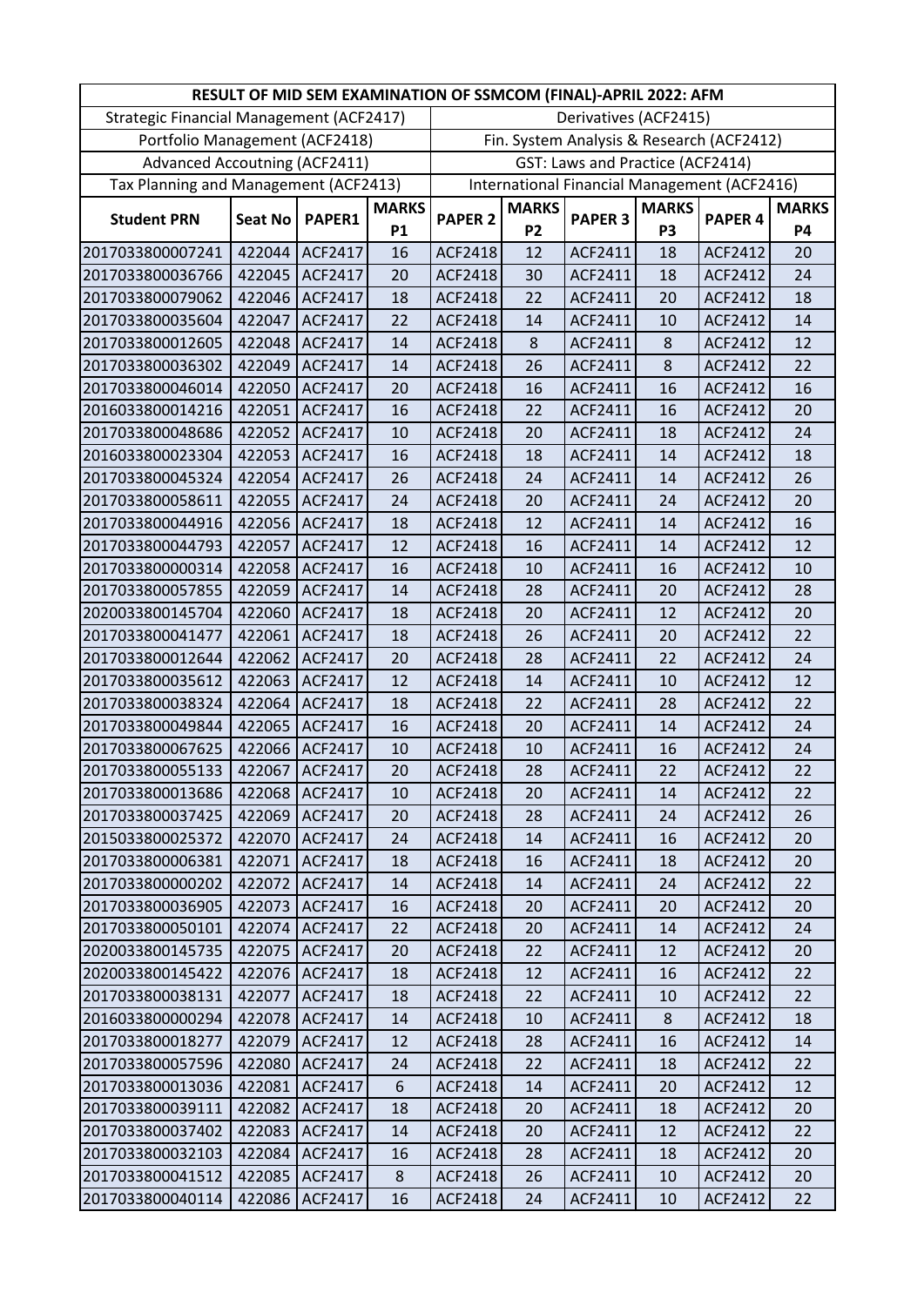| RESULT OF MID SEM EXAMINATION OF SSMCOM (FINAL)-APRIL 2022: AFM | | | | | | | | | |
|---|---|---|---|---|---|---|---|---|---|
| Strategic Financial Management (ACF2417) | | | | Derivatives (ACF2415) | | | | | |
| Portfolio Management (ACF2418) | | | | Fin. System Analysis & Research (ACF2412) | | | | | |
| Advanced Accoutning (ACF2411) | | | | GST: Laws and Practice (ACF2414) | | | | | |
| Tax Planning and Management (ACF2413) | | | | International Financial Management (ACF2416) | | | | | |
| **Student PRN** | **Seat No** | **PAPER1** | **MARKS P1** | **PAPER 2** | **MARKS P2** | **PAPER 3** | **MARKS P3** | **PAPER 4** | **MARKS P4** |
| 2017033800007241 | 422044 | ACF2417 | 16 | ACF2418 | 12 | ACF2411 | 18 | ACF2412 | 20 |
| 2017033800036766 | 422045 | ACF2417 | 20 | ACF2418 | 30 | ACF2411 | 18 | ACF2412 | 24 |
| 2017033800079062 | 422046 | ACF2417 | 18 | ACF2418 | 22 | ACF2411 | 20 | ACF2412 | 18 |
| 2017033800035604 | 422047 | ACF2417 | 22 | ACF2418 | 14 | ACF2411 | 10 | ACF2412 | 14 |
| 2017033800012605 | 422048 | ACF2417 | 14 | ACF2418 | 8 | ACF2411 | 8 | ACF2412 | 12 |
| 2017033800036302 | 422049 | ACF2417 | 14 | ACF2418 | 26 | ACF2411 | 8 | ACF2412 | 22 |
| 2017033800046014 | 422050 | ACF2417 | 20 | ACF2418 | 16 | ACF2411 | 16 | ACF2412 | 16 |
| 2016033800014216 | 422051 | ACF2417 | 16 | ACF2418 | 22 | ACF2411 | 16 | ACF2412 | 20 |
| 2017033800048686 | 422052 | ACF2417 | 10 | ACF2418 | 20 | ACF2411 | 18 | ACF2412 | 24 |
| 2016033800023304 | 422053 | ACF2417 | 16 | ACF2418 | 18 | ACF2411 | 14 | ACF2412 | 18 |
| 2017033800045324 | 422054 | ACF2417 | 26 | ACF2418 | 24 | ACF2411 | 14 | ACF2412 | 26 |
| 2017033800058611 | 422055 | ACF2417 | 24 | ACF2418 | 20 | ACF2411 | 24 | ACF2412 | 20 |
| 2017033800044916 | 422056 | ACF2417 | 18 | ACF2418 | 12 | ACF2411 | 14 | ACF2412 | 16 |
| 2017033800044793 | 422057 | ACF2417 | 12 | ACF2418 | 16 | ACF2411 | 14 | ACF2412 | 12 |
| 2017033800000314 | 422058 | ACF2417 | 16 | ACF2418 | 10 | ACF2411 | 16 | ACF2412 | 10 |
| 2017033800057855 | 422059 | ACF2417 | 14 | ACF2418 | 28 | ACF2411 | 20 | ACF2412 | 28 |
| 2020033800145704 | 422060 | ACF2417 | 18 | ACF2418 | 20 | ACF2411 | 12 | ACF2412 | 20 |
| 2017033800041477 | 422061 | ACF2417 | 18 | ACF2418 | 26 | ACF2411 | 20 | ACF2412 | 22 |
| 2017033800012644 | 422062 | ACF2417 | 20 | ACF2418 | 28 | ACF2411 | 22 | ACF2412 | 24 |
| 2017033800035612 | 422063 | ACF2417 | 12 | ACF2418 | 14 | ACF2411 | 10 | ACF2412 | 12 |
| 2017033800038324 | 422064 | ACF2417 | 18 | ACF2418 | 22 | ACF2411 | 28 | ACF2412 | 22 |
| 2017033800049844 | 422065 | ACF2417 | 16 | ACF2418 | 20 | ACF2411 | 14 | ACF2412 | 24 |
| 2017033800067625 | 422066 | ACF2417 | 10 | ACF2418 | 10 | ACF2411 | 16 | ACF2412 | 24 |
| 2017033800055133 | 422067 | ACF2417 | 20 | ACF2418 | 28 | ACF2411 | 22 | ACF2412 | 22 |
| 2017033800013686 | 422068 | ACF2417 | 10 | ACF2418 | 20 | ACF2411 | 14 | ACF2412 | 22 |
| 2017033800037425 | 422069 | ACF2417 | 20 | ACF2418 | 28 | ACF2411 | 24 | ACF2412 | 26 |
| 2015033800025372 | 422070 | ACF2417 | 24 | ACF2418 | 14 | ACF2411 | 16 | ACF2412 | 20 |
| 2017033800006381 | 422071 | ACF2417 | 18 | ACF2418 | 16 | ACF2411 | 18 | ACF2412 | 20 |
| 2017033800000202 | 422072 | ACF2417 | 14 | ACF2418 | 14 | ACF2411 | 24 | ACF2412 | 22 |
| 2017033800036905 | 422073 | ACF2417 | 16 | ACF2418 | 20 | ACF2411 | 20 | ACF2412 | 20 |
| 2017033800050101 | 422074 | ACF2417 | 22 | ACF2418 | 20 | ACF2411 | 14 | ACF2412 | 24 |
| 2020033800145735 | 422075 | ACF2417 | 20 | ACF2418 | 22 | ACF2411 | 12 | ACF2412 | 20 |
| 2020033800145422 | 422076 | ACF2417 | 18 | ACF2418 | 12 | ACF2411 | 16 | ACF2412 | 22 |
| 2017033800038131 | 422077 | ACF2417 | 18 | ACF2418 | 22 | ACF2411 | 10 | ACF2412 | 22 |
| 2016033800000294 | 422078 | ACF2417 | 14 | ACF2418 | 10 | ACF2411 | 8 | ACF2412 | 18 |
| 2017033800018277 | 422079 | ACF2417 | 12 | ACF2418 | 28 | ACF2411 | 16 | ACF2412 | 14 |
| 2017033800057596 | 422080 | ACF2417 | 24 | ACF2418 | 22 | ACF2411 | 18 | ACF2412 | 22 |
| 2017033800013036 | 422081 | ACF2417 | 6 | ACF2418 | 14 | ACF2411 | 20 | ACF2412 | 12 |
| 2017033800039111 | 422082 | ACF2417 | 18 | ACF2418 | 20 | ACF2411 | 18 | ACF2412 | 20 |
| 2017033800037402 | 422083 | ACF2417 | 14 | ACF2418 | 20 | ACF2411 | 12 | ACF2412 | 22 |
| 2017033800032103 | 422084 | ACF2417 | 16 | ACF2418 | 28 | ACF2411 | 18 | ACF2412 | 20 |
| 2017033800041512 | 422085 | ACF2417 | 8 | ACF2418 | 26 | ACF2411 | 10 | ACF2412 | 20 |
| 2017033800040114 | 422086 | ACF2417 | 16 | ACF2418 | 24 | ACF2411 | 10 | ACF2412 | 22 |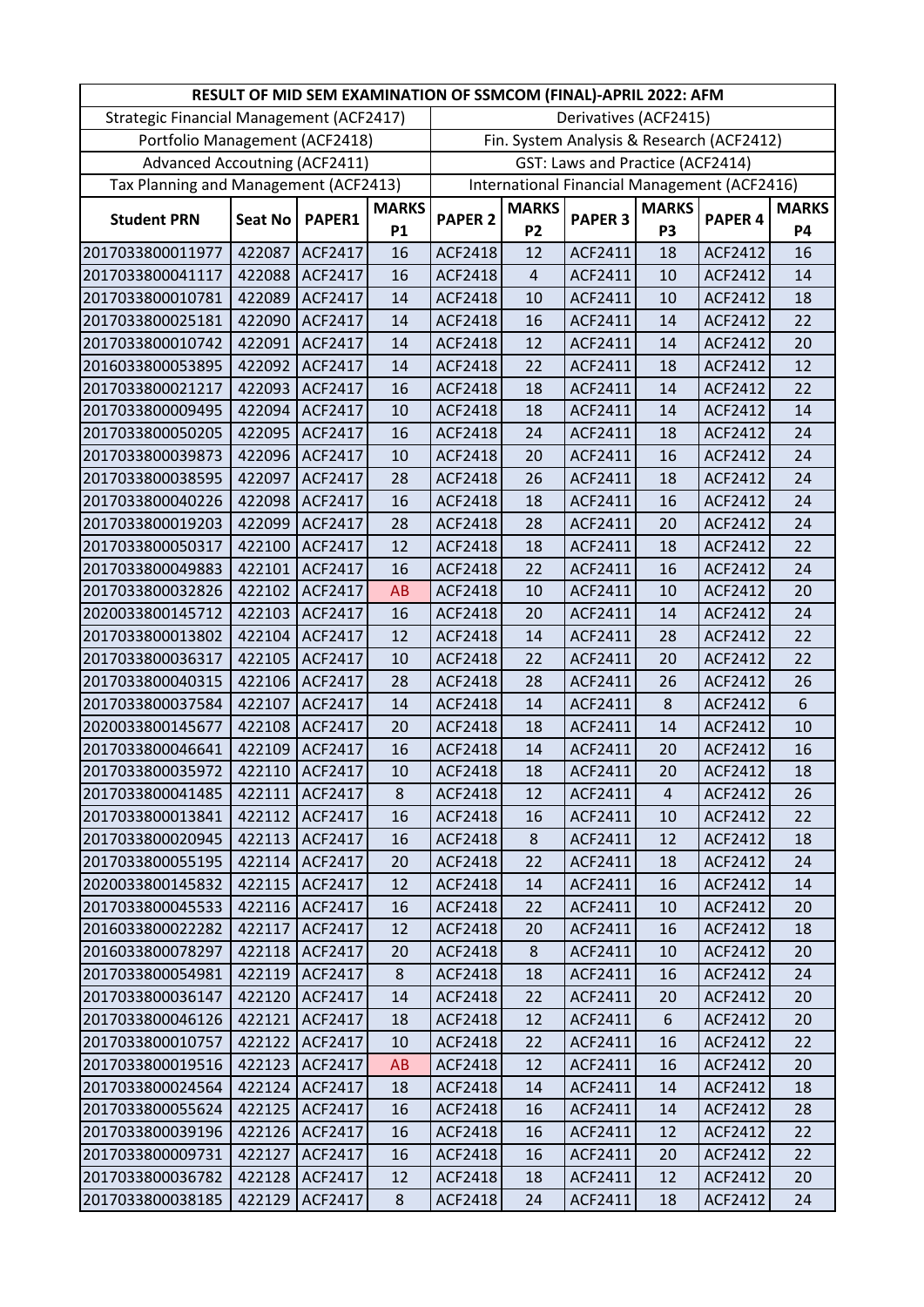| RESULT OF MID SEM EXAMINATION OF SSMCOM (FINAL)-APRIL 2022: AFM | | | | | | | | | |
|---|---|---|---|---|---|---|---|---|---|
| Strategic Financial Management (ACF2417) | | | | Derivatives (ACF2415) | | | | | |
| Portfolio Management (ACF2418) | | | | Fin. System Analysis & Research (ACF2412) | | | | | |
| Advanced Accoutning (ACF2411) | | | | GST: Laws and Practice (ACF2414) | | | | | |
| Tax Planning and Management (ACF2413) | | | | International Financial Management (ACF2416) | | | | | |
| **Student PRN** | **Seat No** | **PAPER1** | **MARKS P1** | **PAPER 2** | **MARKS P2** | **PAPER 3** | **MARKS P3** | **PAPER 4** | **MARKS P4** |
| 2017033800011977 | 422087 | ACF2417 | 16 | ACF2418 | 12 | ACF2411 | 18 | ACF2412 | 16 |
| 2017033800041117 | 422088 | ACF2417 | 16 | ACF2418 | 4 | ACF2411 | 10 | ACF2412 | 14 |
| 2017033800010781 | 422089 | ACF2417 | 14 | ACF2418 | 10 | ACF2411 | 10 | ACF2412 | 18 |
| 2017033800025181 | 422090 | ACF2417 | 14 | ACF2418 | 16 | ACF2411 | 14 | ACF2412 | 22 |
| 2017033800010742 | 422091 | ACF2417 | 14 | ACF2418 | 12 | ACF2411 | 14 | ACF2412 | 20 |
| 2016033800053895 | 422092 | ACF2417 | 14 | ACF2418 | 22 | ACF2411 | 18 | ACF2412 | 12 |
| 2017033800021217 | 422093 | ACF2417 | 16 | ACF2418 | 18 | ACF2411 | 14 | ACF2412 | 22 |
| 2017033800009495 | 422094 | ACF2417 | 10 | ACF2418 | 18 | ACF2411 | 14 | ACF2412 | 14 |
| 2017033800050205 | 422095 | ACF2417 | 16 | ACF2418 | 24 | ACF2411 | 18 | ACF2412 | 24 |
| 2017033800039873 | 422096 | ACF2417 | 10 | ACF2418 | 20 | ACF2411 | 16 | ACF2412 | 24 |
| 2017033800038595 | 422097 | ACF2417 | 28 | ACF2418 | 26 | ACF2411 | 18 | ACF2412 | 24 |
| 2017033800040226 | 422098 | ACF2417 | 16 | ACF2418 | 18 | ACF2411 | 16 | ACF2412 | 24 |
| 2017033800019203 | 422099 | ACF2417 | 28 | ACF2418 | 28 | ACF2411 | 20 | ACF2412 | 24 |
| 2017033800050317 | 422100 | ACF2417 | 12 | ACF2418 | 18 | ACF2411 | 18 | ACF2412 | 22 |
| 2017033800049883 | 422101 | ACF2417 | 16 | ACF2418 | 22 | ACF2411 | 16 | ACF2412 | 24 |
| 2017033800032826 | 422102 | ACF2417 | AB | ACF2418 | 10 | ACF2411 | 10 | ACF2412 | 20 |
| 2020033800145712 | 422103 | ACF2417 | 16 | ACF2418 | 20 | ACF2411 | 14 | ACF2412 | 24 |
| 2017033800013802 | 422104 | ACF2417 | 12 | ACF2418 | 14 | ACF2411 | 28 | ACF2412 | 22 |
| 2017033800036317 | 422105 | ACF2417 | 10 | ACF2418 | 22 | ACF2411 | 20 | ACF2412 | 22 |
| 2017033800040315 | 422106 | ACF2417 | 28 | ACF2418 | 28 | ACF2411 | 26 | ACF2412 | 26 |
| 2017033800037584 | 422107 | ACF2417 | 14 | ACF2418 | 14 | ACF2411 | 8 | ACF2412 | 6 |
| 2020033800145677 | 422108 | ACF2417 | 20 | ACF2418 | 18 | ACF2411 | 14 | ACF2412 | 10 |
| 2017033800046641 | 422109 | ACF2417 | 16 | ACF2418 | 14 | ACF2411 | 20 | ACF2412 | 16 |
| 2017033800035972 | 422110 | ACF2417 | 10 | ACF2418 | 18 | ACF2411 | 20 | ACF2412 | 18 |
| 2017033800041485 | 422111 | ACF2417 | 8 | ACF2418 | 12 | ACF2411 | 4 | ACF2412 | 26 |
| 2017033800013841 | 422112 | ACF2417 | 16 | ACF2418 | 16 | ACF2411 | 10 | ACF2412 | 22 |
| 2017033800020945 | 422113 | ACF2417 | 16 | ACF2418 | 8 | ACF2411 | 12 | ACF2412 | 18 |
| 2017033800055195 | 422114 | ACF2417 | 20 | ACF2418 | 22 | ACF2411 | 18 | ACF2412 | 24 |
| 2020033800145832 | 422115 | ACF2417 | 12 | ACF2418 | 14 | ACF2411 | 16 | ACF2412 | 14 |
| 2017033800045533 | 422116 | ACF2417 | 16 | ACF2418 | 22 | ACF2411 | 10 | ACF2412 | 20 |
| 2016033800022282 | 422117 | ACF2417 | 12 | ACF2418 | 20 | ACF2411 | 16 | ACF2412 | 18 |
| 2016033800078297 | 422118 | ACF2417 | 20 | ACF2418 | 8 | ACF2411 | 10 | ACF2412 | 20 |
| 2017033800054981 | 422119 | ACF2417 | 8 | ACF2418 | 18 | ACF2411 | 16 | ACF2412 | 24 |
| 2017033800036147 | 422120 | ACF2417 | 14 | ACF2418 | 22 | ACF2411 | 20 | ACF2412 | 20 |
| 2017033800046126 | 422121 | ACF2417 | 18 | ACF2418 | 12 | ACF2411 | 6 | ACF2412 | 20 |
| 2017033800010757 | 422122 | ACF2417 | 10 | ACF2418 | 22 | ACF2411 | 16 | ACF2412 | 22 |
| 2017033800019516 | 422123 | ACF2417 | AB | ACF2418 | 12 | ACF2411 | 16 | ACF2412 | 20 |
| 2017033800024564 | 422124 | ACF2417 | 18 | ACF2418 | 14 | ACF2411 | 14 | ACF2412 | 18 |
| 2017033800055624 | 422125 | ACF2417 | 16 | ACF2418 | 16 | ACF2411 | 14 | ACF2412 | 28 |
| 2017033800039196 | 422126 | ACF2417 | 16 | ACF2418 | 16 | ACF2411 | 12 | ACF2412 | 22 |
| 2017033800009731 | 422127 | ACF2417 | 16 | ACF2418 | 16 | ACF2411 | 20 | ACF2412 | 22 |
| 2017033800036782 | 422128 | ACF2417 | 12 | ACF2418 | 18 | ACF2411 | 12 | ACF2412 | 20 |
| 2017033800038185 | 422129 | ACF2417 | 8 | ACF2418 | 24 | ACF2411 | 18 | ACF2412 | 24 |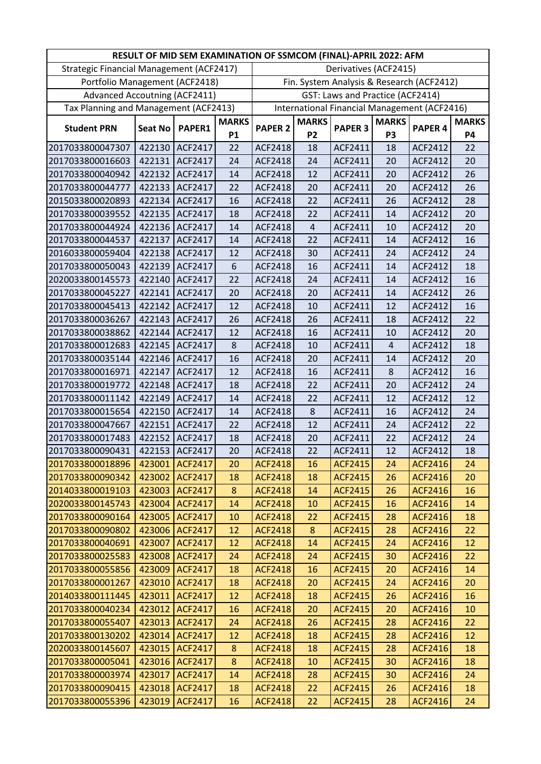| RESULT OF MID SEM EXAMINATION OF SSMCOM (FINAL)-APRIL 2022: AFM | | | | | | | | | |
|---|---|---|---|---|---|---|---|---|---|
| Strategic Financial Management (ACF2417) | | | | Derivatives (ACF2415) | | | | | |
| Portfolio Management (ACF2418) | | | | Fin. System Analysis & Research (ACF2412) | | | | | |
| Advanced Accoutning (ACF2411) | | | | GST: Laws and Practice (ACF2414) | | | | | |
| Tax Planning and Management (ACF2413) | | | | International Financial Management (ACF2416) | | | | | |
| **Student PRN** | **Seat No** | **PAPER1** | **MARKS P1** | **PAPER 2** | **MARKS P2** | **PAPER 3** | **MARKS P3** | **PAPER 4** | **MARKS P4** |
| 2017033800047307 | 422130 | ACF2417 | 22 | ACF2418 | 18 | ACF2411 | 18 | ACF2412 | 22 |
| 2017033800016603 | 422131 | ACF2417 | 24 | ACF2418 | 24 | ACF2411 | 20 | ACF2412 | 20 |
| 2017033800040942 | 422132 | ACF2417 | 14 | ACF2418 | 12 | ACF2411 | 20 | ACF2412 | 26 |
| 2017033800044777 | 422133 | ACF2417 | 22 | ACF2418 | 20 | ACF2411 | 20 | ACF2412 | 26 |
| 2015033800020893 | 422134 | ACF2417 | 16 | ACF2418 | 22 | ACF2411 | 26 | ACF2412 | 28 |
| 2017033800039552 | 422135 | ACF2417 | 18 | ACF2418 | 22 | ACF2411 | 14 | ACF2412 | 20 |
| 2017033800044924 | 422136 | ACF2417 | 14 | ACF2418 | 4 | ACF2411 | 10 | ACF2412 | 20 |
| 2017033800044537 | 422137 | ACF2417 | 14 | ACF2418 | 22 | ACF2411 | 14 | ACF2412 | 16 |
| 2016033800059404 | 422138 | ACF2417 | 12 | ACF2418 | 30 | ACF2411 | 24 | ACF2412 | 24 |
| 2017033800050043 | 422139 | ACF2417 | 6 | ACF2418 | 16 | ACF2411 | 14 | ACF2412 | 18 |
| 2020033800145573 | 422140 | ACF2417 | 22 | ACF2418 | 24 | ACF2411 | 14 | ACF2412 | 16 |
| 2017033800045227 | 422141 | ACF2417 | 20 | ACF2418 | 20 | ACF2411 | 14 | ACF2412 | 26 |
| 2017033800045413 | 422142 | ACF2417 | 12 | ACF2418 | 10 | ACF2411 | 12 | ACF2412 | 16 |
| 2017033800036267 | 422143 | ACF2417 | 26 | ACF2418 | 26 | ACF2411 | 18 | ACF2412 | 22 |
| 2017033800038862 | 422144 | ACF2417 | 12 | ACF2418 | 16 | ACF2411 | 10 | ACF2412 | 20 |
| 2017033800012683 | 422145 | ACF2417 | 8 | ACF2418 | 10 | ACF2411 | 4 | ACF2412 | 18 |
| 2017033800035144 | 422146 | ACF2417 | 16 | ACF2418 | 20 | ACF2411 | 14 | ACF2412 | 20 |
| 2017033800016971 | 422147 | ACF2417 | 12 | ACF2418 | 16 | ACF2411 | 8 | ACF2412 | 16 |
| 2017033800019772 | 422148 | ACF2417 | 18 | ACF2418 | 22 | ACF2411 | 20 | ACF2412 | 24 |
| 2017033800011142 | 422149 | ACF2417 | 14 | ACF2418 | 22 | ACF2411 | 12 | ACF2412 | 12 |
| 2017033800015654 | 422150 | ACF2417 | 14 | ACF2418 | 8 | ACF2411 | 16 | ACF2412 | 24 |
| 2017033800047667 | 422151 | ACF2417 | 22 | ACF2418 | 12 | ACF2411 | 24 | ACF2412 | 22 |
| 2017033800017483 | 422152 | ACF2417 | 18 | ACF2418 | 20 | ACF2411 | 22 | ACF2412 | 24 |
| 2017033800090431 | 422153 | ACF2417 | 20 | ACF2418 | 22 | ACF2411 | 12 | ACF2412 | 18 |
| 2017033800018896 | 423001 | ACF2417 | 20 | ACF2418 | 16 | ACF2415 | 24 | ACF2416 | 24 |
| 2017033800090342 | 423002 | ACF2417 | 18 | ACF2418 | 18 | ACF2415 | 26 | ACF2416 | 20 |
| 2014033800019103 | 423003 | ACF2417 | 8 | ACF2418 | 14 | ACF2415 | 26 | ACF2416 | 16 |
| 2020033800145743 | 423004 | ACF2417 | 14 | ACF2418 | 10 | ACF2415 | 16 | ACF2416 | 14 |
| 2017033800090164 | 423005 | ACF2417 | 10 | ACF2418 | 22 | ACF2415 | 28 | ACF2416 | 18 |
| 2017033800090802 | 423006 | ACF2417 | 12 | ACF2418 | 8 | ACF2415 | 28 | ACF2416 | 22 |
| 2017033800040691 | 423007 | ACF2417 | 12 | ACF2418 | 14 | ACF2415 | 24 | ACF2416 | 12 |
| 2017033800025583 | 423008 | ACF2417 | 24 | ACF2418 | 24 | ACF2415 | 30 | ACF2416 | 22 |
| 2017033800055856 | 423009 | ACF2417 | 18 | ACF2418 | 16 | ACF2415 | 20 | ACF2416 | 14 |
| 2017033800001267 | 423010 | ACF2417 | 18 | ACF2418 | 20 | ACF2415 | 24 | ACF2416 | 20 |
| 2014033800111445 | 423011 | ACF2417 | 12 | ACF2418 | 18 | ACF2415 | 26 | ACF2416 | 16 |
| 2017033800040234 | 423012 | ACF2417 | 16 | ACF2418 | 20 | ACF2415 | 20 | ACF2416 | 10 |
| 2017033800055407 | 423013 | ACF2417 | 24 | ACF2418 | 26 | ACF2415 | 28 | ACF2416 | 22 |
| 2017033800130202 | 423014 | ACF2417 | 12 | ACF2418 | 18 | ACF2415 | 28 | ACF2416 | 12 |
| 2020033800145607 | 423015 | ACF2417 | 8 | ACF2418 | 18 | ACF2415 | 28 | ACF2416 | 18 |
| 2017033800005041 | 423016 | ACF2417 | 8 | ACF2418 | 10 | ACF2415 | 30 | ACF2416 | 18 |
| 2017033800003974 | 423017 | ACF2417 | 14 | ACF2418 | 28 | ACF2415 | 30 | ACF2416 | 24 |
| 2017033800090415 | 423018 | ACF2417 | 18 | ACF2418 | 22 | ACF2415 | 26 | ACF2416 | 18 |
| 2017033800055396 | 423019 | ACF2417 | 16 | ACF2418 | 22 | ACF2415 | 28 | ACF2416 | 24 |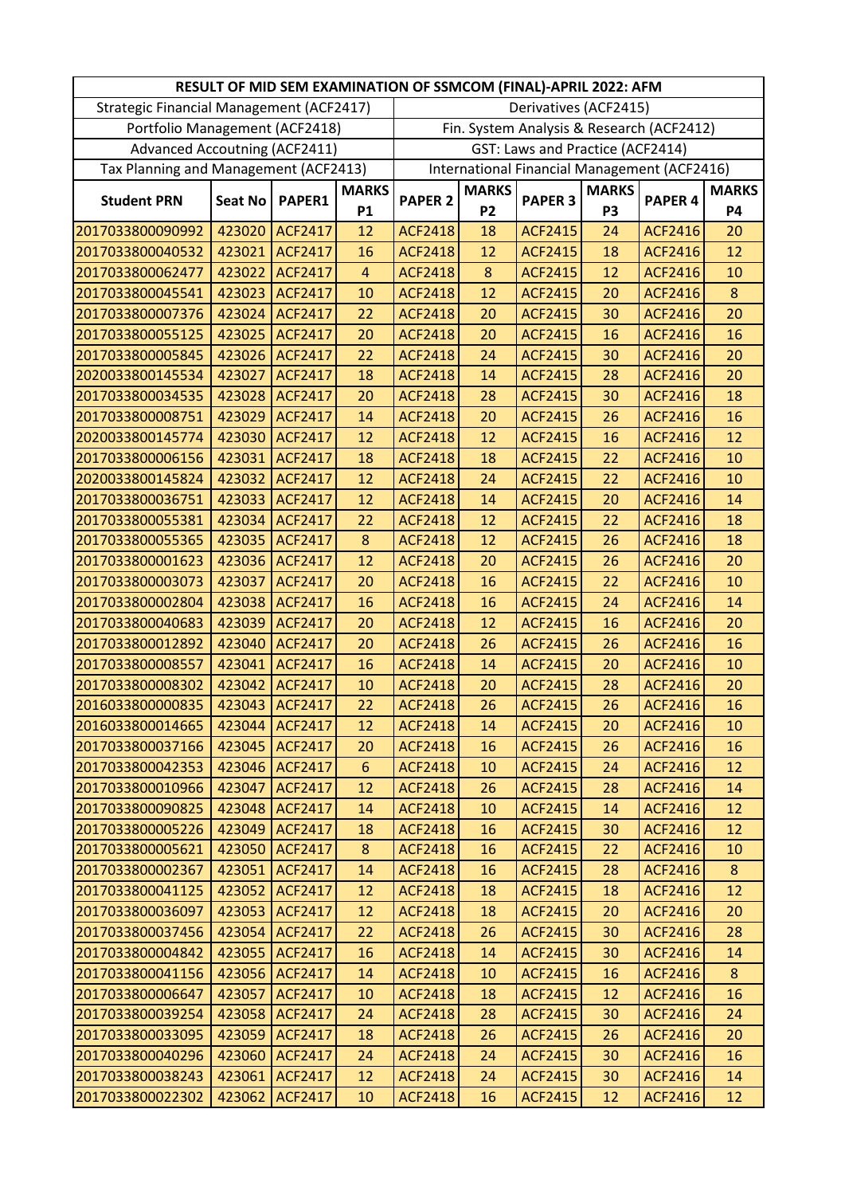| RESULT OF MID SEM EXAMINATION OF SSMCOM (FINAL)-APRIL 2022: AFM | | | | | | | | | |
|---|---|---|---|---|---|---|---|---|---|
| Strategic Financial Management (ACF2417) | | | | Derivatives (ACF2415) | | | | | |
| Portfolio Management (ACF2418) | | | | Fin. System Analysis & Research (ACF2412) | | | | | |
| Advanced Accoutning (ACF2411) | | | | GST: Laws and Practice (ACF2414) | | | | | |
| Tax Planning and Management (ACF2413) | | | | International Financial Management (ACF2416) | | | | | |
| **Student PRN** | **Seat No** | **PAPER1** | **MARKS P1** | **PAPER 2** | **MARKS P2** | **PAPER 3** | **MARKS P3** | **PAPER 4** | **MARKS P4** |
| 2017033800090992 | 423020 | ACF2417 | 12 | ACF2418 | 18 | ACF2415 | 24 | ACF2416 | 20 |
| 2017033800040532 | 423021 | ACF2417 | 16 | ACF2418 | 12 | ACF2415 | 18 | ACF2416 | 12 |
| 2017033800062477 | 423022 | ACF2417 | 4 | ACF2418 | 8 | ACF2415 | 12 | ACF2416 | 10 |
| 2017033800045541 | 423023 | ACF2417 | 10 | ACF2418 | 12 | ACF2415 | 20 | ACF2416 | 8 |
| 2017033800007376 | 423024 | ACF2417 | 22 | ACF2418 | 20 | ACF2415 | 30 | ACF2416 | 20 |
| 2017033800055125 | 423025 | ACF2417 | 20 | ACF2418 | 20 | ACF2415 | 16 | ACF2416 | 16 |
| 2017033800005845 | 423026 | ACF2417 | 22 | ACF2418 | 24 | ACF2415 | 30 | ACF2416 | 20 |
| 2020033800145534 | 423027 | ACF2417 | 18 | ACF2418 | 14 | ACF2415 | 28 | ACF2416 | 20 |
| 2017033800034535 | 423028 | ACF2417 | 20 | ACF2418 | 28 | ACF2415 | 30 | ACF2416 | 18 |
| 2017033800008751 | 423029 | ACF2417 | 14 | ACF2418 | 20 | ACF2415 | 26 | ACF2416 | 16 |
| 2020033800145774 | 423030 | ACF2417 | 12 | ACF2418 | 12 | ACF2415 | 16 | ACF2416 | 12 |
| 2017033800006156 | 423031 | ACF2417 | 18 | ACF2418 | 18 | ACF2415 | 22 | ACF2416 | 10 |
| 2020033800145824 | 423032 | ACF2417 | 12 | ACF2418 | 24 | ACF2415 | 22 | ACF2416 | 10 |
| 2017033800036751 | 423033 | ACF2417 | 12 | ACF2418 | 14 | ACF2415 | 20 | ACF2416 | 14 |
| 2017033800055381 | 423034 | ACF2417 | 22 | ACF2418 | 12 | ACF2415 | 22 | ACF2416 | 18 |
| 2017033800055365 | 423035 | ACF2417 | 8 | ACF2418 | 12 | ACF2415 | 26 | ACF2416 | 18 |
| 2017033800001623 | 423036 | ACF2417 | 12 | ACF2418 | 20 | ACF2415 | 26 | ACF2416 | 20 |
| 2017033800003073 | 423037 | ACF2417 | 20 | ACF2418 | 16 | ACF2415 | 22 | ACF2416 | 10 |
| 2017033800002804 | 423038 | ACF2417 | 16 | ACF2418 | 16 | ACF2415 | 24 | ACF2416 | 14 |
| 2017033800040683 | 423039 | ACF2417 | 20 | ACF2418 | 12 | ACF2415 | 16 | ACF2416 | 20 |
| 2017033800012892 | 423040 | ACF2417 | 20 | ACF2418 | 26 | ACF2415 | 26 | ACF2416 | 16 |
| 2017033800008557 | 423041 | ACF2417 | 16 | ACF2418 | 14 | ACF2415 | 20 | ACF2416 | 10 |
| 2017033800008302 | 423042 | ACF2417 | 10 | ACF2418 | 20 | ACF2415 | 28 | ACF2416 | 20 |
| 2016033800000835 | 423043 | ACF2417 | 22 | ACF2418 | 26 | ACF2415 | 26 | ACF2416 | 16 |
| 2016033800014665 | 423044 | ACF2417 | 12 | ACF2418 | 14 | ACF2415 | 20 | ACF2416 | 10 |
| 2017033800037166 | 423045 | ACF2417 | 20 | ACF2418 | 16 | ACF2415 | 26 | ACF2416 | 16 |
| 2017033800042353 | 423046 | ACF2417 | 6 | ACF2418 | 10 | ACF2415 | 24 | ACF2416 | 12 |
| 2017033800010966 | 423047 | ACF2417 | 12 | ACF2418 | 26 | ACF2415 | 28 | ACF2416 | 14 |
| 2017033800090825 | 423048 | ACF2417 | 14 | ACF2418 | 10 | ACF2415 | 14 | ACF2416 | 12 |
| 2017033800005226 | 423049 | ACF2417 | 18 | ACF2418 | 16 | ACF2415 | 30 | ACF2416 | 12 |
| 2017033800005621 | 423050 | ACF2417 | 8 | ACF2418 | 16 | ACF2415 | 22 | ACF2416 | 10 |
| 2017033800002367 | 423051 | ACF2417 | 14 | ACF2418 | 16 | ACF2415 | 28 | ACF2416 | 8 |
| 2017033800041125 | 423052 | ACF2417 | 12 | ACF2418 | 18 | ACF2415 | 18 | ACF2416 | 12 |
| 2017033800036097 | 423053 | ACF2417 | 12 | ACF2418 | 18 | ACF2415 | 20 | ACF2416 | 20 |
| 2017033800037456 | 423054 | ACF2417 | 22 | ACF2418 | 26 | ACF2415 | 30 | ACF2416 | 28 |
| 2017033800004842 | 423055 | ACF2417 | 16 | ACF2418 | 14 | ACF2415 | 30 | ACF2416 | 14 |
| 2017033800041156 | 423056 | ACF2417 | 14 | ACF2418 | 10 | ACF2415 | 16 | ACF2416 | 8 |
| 2017033800006647 | 423057 | ACF2417 | 10 | ACF2418 | 18 | ACF2415 | 12 | ACF2416 | 16 |
| 2017033800039254 | 423058 | ACF2417 | 24 | ACF2418 | 28 | ACF2415 | 30 | ACF2416 | 24 |
| 2017033800033095 | 423059 | ACF2417 | 18 | ACF2418 | 26 | ACF2415 | 26 | ACF2416 | 20 |
| 2017033800040296 | 423060 | ACF2417 | 24 | ACF2418 | 24 | ACF2415 | 30 | ACF2416 | 16 |
| 2017033800038243 | 423061 | ACF2417 | 12 | ACF2418 | 24 | ACF2415 | 30 | ACF2416 | 14 |
| 2017033800022302 | 423062 | ACF2417 | 10 | ACF2418 | 16 | ACF2415 | 12 | ACF2416 | 12 |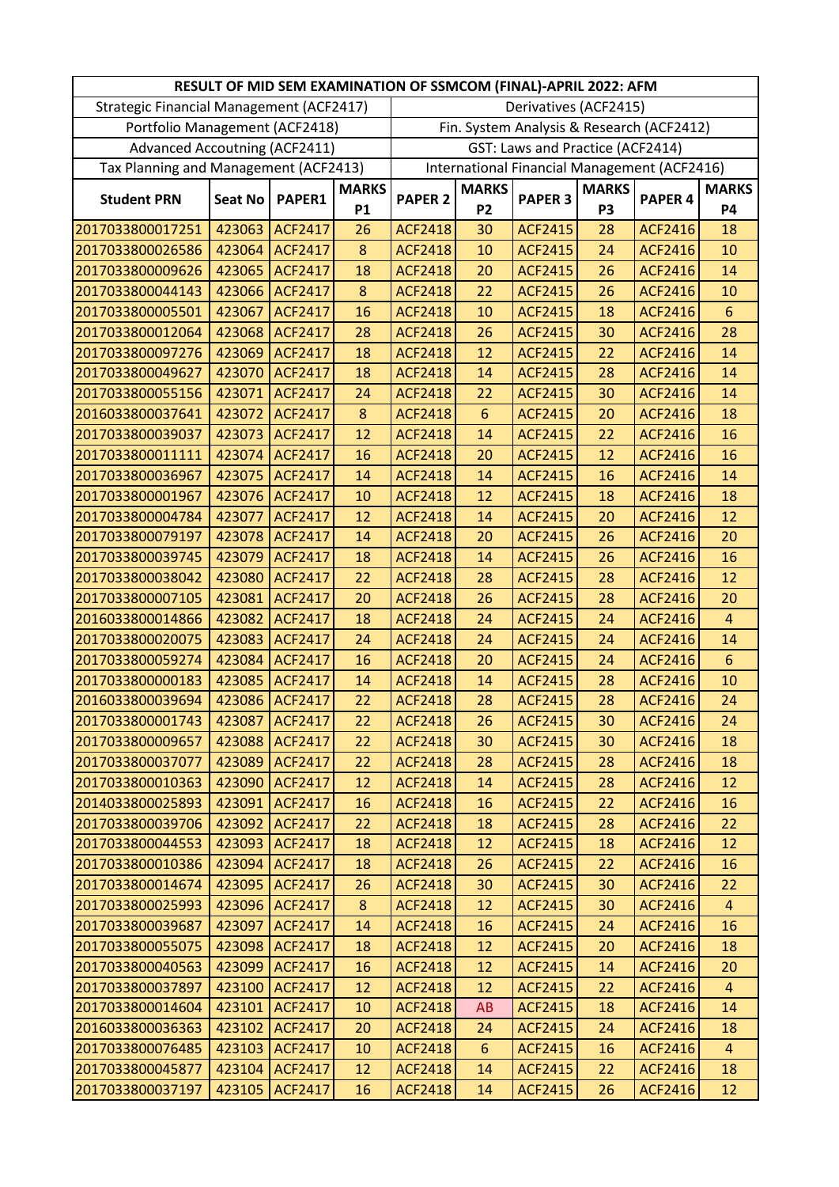| RESULT OF MID SEM EXAMINATION OF SSMCOM (FINAL)-APRIL 2022: AFM | | | | | | | | | |
|---|---|---|---|---|---|---|---|---|---|
| Strategic Financial Management (ACF2417) | | | | Derivatives (ACF2415) | | | | | |
| Portfolio Management (ACF2418) | | | | Fin. System Analysis & Research (ACF2412) | | | | | |
| Advanced Accoutning (ACF2411) | | | | GST: Laws and Practice (ACF2414) | | | | | |
| Tax Planning and Management (ACF2413) | | | | International Financial Management (ACF2416) | | | | | |
| **Student PRN** | **Seat No** | **PAPER1** | **MARKS P1** | **PAPER 2** | **MARKS P2** | **PAPER 3** | **MARKS P3** | **PAPER 4** | **MARKS P4** |
| 2017033800017251 | 423063 | ACF2417 | 26 | ACF2418 | 30 | ACF2415 | 28 | ACF2416 | 18 |
| 2017033800026586 | 423064 | ACF2417 | 8 | ACF2418 | 10 | ACF2415 | 24 | ACF2416 | 10 |
| 2017033800009626 | 423065 | ACF2417 | 18 | ACF2418 | 20 | ACF2415 | 26 | ACF2416 | 14 |
| 2017033800044143 | 423066 | ACF2417 | 8 | ACF2418 | 22 | ACF2415 | 26 | ACF2416 | 10 |
| 2017033800005501 | 423067 | ACF2417 | 16 | ACF2418 | 10 | ACF2415 | 18 | ACF2416 | 6 |
| 2017033800012064 | 423068 | ACF2417 | 28 | ACF2418 | 26 | ACF2415 | 30 | ACF2416 | 28 |
| 2017033800097276 | 423069 | ACF2417 | 18 | ACF2418 | 12 | ACF2415 | 22 | ACF2416 | 14 |
| 2017033800049627 | 423070 | ACF2417 | 18 | ACF2418 | 14 | ACF2415 | 28 | ACF2416 | 14 |
| 2017033800055156 | 423071 | ACF2417 | 24 | ACF2418 | 22 | ACF2415 | 30 | ACF2416 | 14 |
| 2016033800037641 | 423072 | ACF2417 | 8 | ACF2418 | 6 | ACF2415 | 20 | ACF2416 | 18 |
| 2017033800039037 | 423073 | ACF2417 | 12 | ACF2418 | 14 | ACF2415 | 22 | ACF2416 | 16 |
| 2017033800011111 | 423074 | ACF2417 | 16 | ACF2418 | 20 | ACF2415 | 12 | ACF2416 | 16 |
| 2017033800036967 | 423075 | ACF2417 | 14 | ACF2418 | 14 | ACF2415 | 16 | ACF2416 | 14 |
| 2017033800001967 | 423076 | ACF2417 | 10 | ACF2418 | 12 | ACF2415 | 18 | ACF2416 | 18 |
| 2017033800004784 | 423077 | ACF2417 | 12 | ACF2418 | 14 | ACF2415 | 20 | ACF2416 | 12 |
| 2017033800079197 | 423078 | ACF2417 | 14 | ACF2418 | 20 | ACF2415 | 26 | ACF2416 | 20 |
| 2017033800039745 | 423079 | ACF2417 | 18 | ACF2418 | 14 | ACF2415 | 26 | ACF2416 | 16 |
| 2017033800038042 | 423080 | ACF2417 | 22 | ACF2418 | 28 | ACF2415 | 28 | ACF2416 | 12 |
| 2017033800007105 | 423081 | ACF2417 | 20 | ACF2418 | 26 | ACF2415 | 28 | ACF2416 | 20 |
| 2016033800014866 | 423082 | ACF2417 | 18 | ACF2418 | 24 | ACF2415 | 24 | ACF2416 | 4 |
| 2017033800020075 | 423083 | ACF2417 | 24 | ACF2418 | 24 | ACF2415 | 24 | ACF2416 | 14 |
| 2017033800059274 | 423084 | ACF2417 | 16 | ACF2418 | 20 | ACF2415 | 24 | ACF2416 | 6 |
| 2017033800000183 | 423085 | ACF2417 | 14 | ACF2418 | 14 | ACF2415 | 28 | ACF2416 | 10 |
| 2016033800039694 | 423086 | ACF2417 | 22 | ACF2418 | 28 | ACF2415 | 28 | ACF2416 | 24 |
| 2017033800001743 | 423087 | ACF2417 | 22 | ACF2418 | 26 | ACF2415 | 30 | ACF2416 | 24 |
| 2017033800009657 | 423088 | ACF2417 | 22 | ACF2418 | 30 | ACF2415 | 30 | ACF2416 | 18 |
| 2017033800037077 | 423089 | ACF2417 | 22 | ACF2418 | 28 | ACF2415 | 28 | ACF2416 | 18 |
| 2017033800010363 | 423090 | ACF2417 | 12 | ACF2418 | 14 | ACF2415 | 28 | ACF2416 | 12 |
| 2014033800025893 | 423091 | ACF2417 | 16 | ACF2418 | 16 | ACF2415 | 22 | ACF2416 | 16 |
| 2017033800039706 | 423092 | ACF2417 | 22 | ACF2418 | 18 | ACF2415 | 28 | ACF2416 | 22 |
| 2017033800044553 | 423093 | ACF2417 | 18 | ACF2418 | 12 | ACF2415 | 18 | ACF2416 | 12 |
| 2017033800010386 | 423094 | ACF2417 | 18 | ACF2418 | 26 | ACF2415 | 22 | ACF2416 | 16 |
| 2017033800014674 | 423095 | ACF2417 | 26 | ACF2418 | 30 | ACF2415 | 30 | ACF2416 | 22 |
| 2017033800025993 | 423096 | ACF2417 | 8 | ACF2418 | 12 | ACF2415 | 30 | ACF2416 | 4 |
| 2017033800039687 | 423097 | ACF2417 | 14 | ACF2418 | 16 | ACF2415 | 24 | ACF2416 | 16 |
| 2017033800055075 | 423098 | ACF2417 | 18 | ACF2418 | 12 | ACF2415 | 20 | ACF2416 | 18 |
| 2017033800040563 | 423099 | ACF2417 | 16 | ACF2418 | 12 | ACF2415 | 14 | ACF2416 | 20 |
| 2017033800037897 | 423100 | ACF2417 | 12 | ACF2418 | 12 | ACF2415 | 22 | ACF2416 | 4 |
| 2017033800014604 | 423101 | ACF2417 | 10 | ACF2418 | AB | ACF2415 | 18 | ACF2416 | 14 |
| 2016033800036363 | 423102 | ACF2417 | 20 | ACF2418 | 24 | ACF2415 | 24 | ACF2416 | 18 |
| 2017033800076485 | 423103 | ACF2417 | 10 | ACF2418 | 6 | ACF2415 | 16 | ACF2416 | 4 |
| 2017033800045877 | 423104 | ACF2417 | 12 | ACF2418 | 14 | ACF2415 | 22 | ACF2416 | 18 |
| 2017033800037197 | 423105 | ACF2417 | 16 | ACF2418 | 14 | ACF2415 | 26 | ACF2416 | 12 |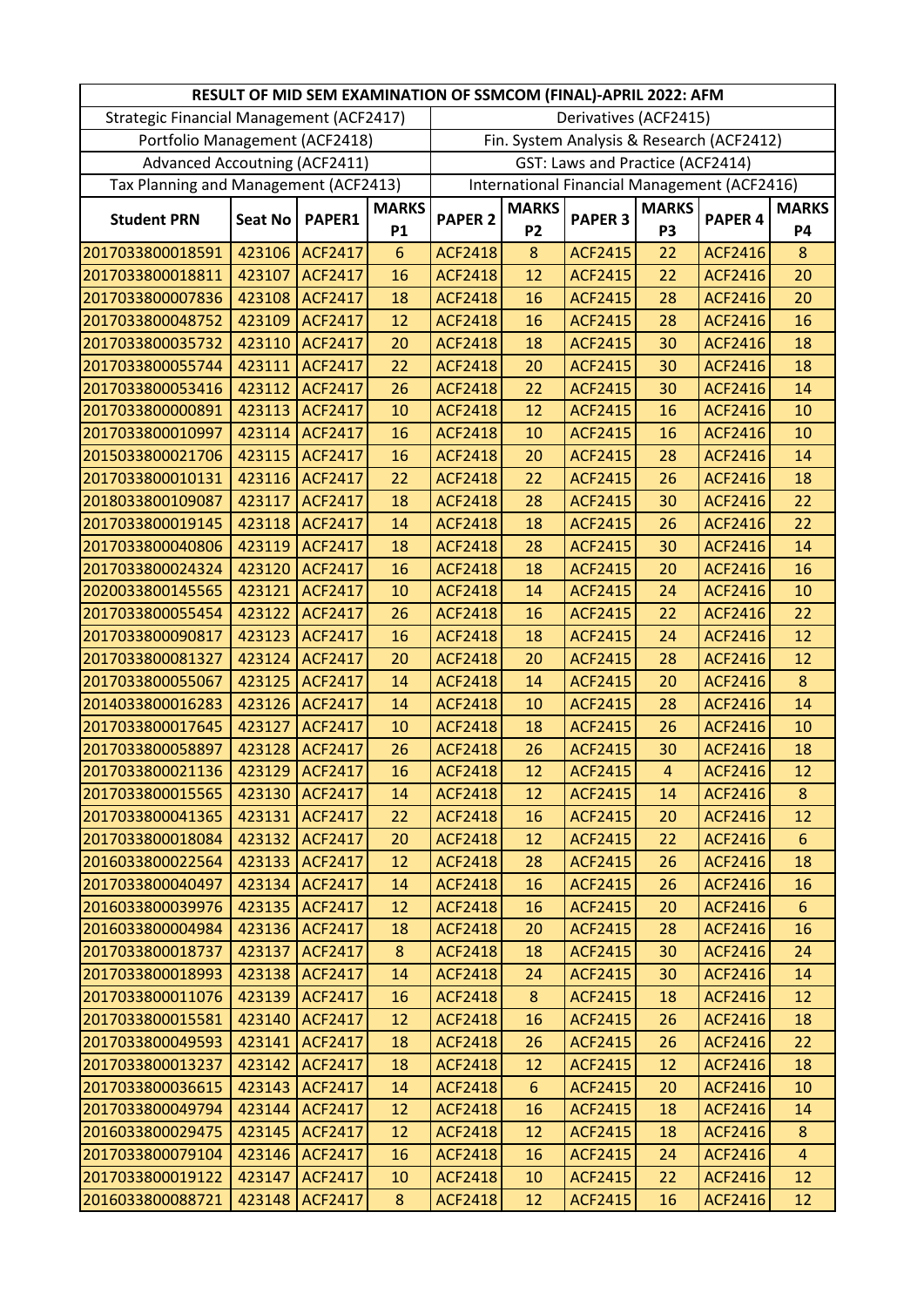| RESULT OF MID SEM EXAMINATION OF SSMCOM (FINAL)-APRIL 2022: AFM | | | | | | | | | |
|---|---|---|---|---|---|---|---|---|---|
| Strategic Financial Management (ACF2417) | | | | Derivatives (ACF2415) | | | | | |
| Portfolio Management (ACF2418) | | | | Fin. System Analysis & Research (ACF2412) | | | | | |
| Advanced Accoutning (ACF2411) | | | | GST: Laws and Practice (ACF2414) | | | | | |
| Tax Planning and Management (ACF2413) | | | | International Financial Management (ACF2416) | | | | | |
| **Student PRN** | **Seat No** | **PAPER1** | **MARKS P1** | **PAPER 2** | **MARKS P2** | **PAPER 3** | **MARKS P3** | **PAPER 4** | **MARKS P4** |
| 2017033800018591 | 423106 | ACF2417 | 6 | ACF2418 | 8 | ACF2415 | 22 | ACF2416 | 8 |
| 2017033800018811 | 423107 | ACF2417 | 16 | ACF2418 | 12 | ACF2415 | 22 | ACF2416 | 20 |
| 2017033800007836 | 423108 | ACF2417 | 18 | ACF2418 | 16 | ACF2415 | 28 | ACF2416 | 20 |
| 2017033800048752 | 423109 | ACF2417 | 12 | ACF2418 | 16 | ACF2415 | 28 | ACF2416 | 16 |
| 2017033800035732 | 423110 | ACF2417 | 20 | ACF2418 | 18 | ACF2415 | 30 | ACF2416 | 18 |
| 2017033800055744 | 423111 | ACF2417 | 22 | ACF2418 | 20 | ACF2415 | 30 | ACF2416 | 18 |
| 2017033800053416 | 423112 | ACF2417 | 26 | ACF2418 | 22 | ACF2415 | 30 | ACF2416 | 14 |
| 2017033800000891 | 423113 | ACF2417 | 10 | ACF2418 | 12 | ACF2415 | 16 | ACF2416 | 10 |
| 2017033800010997 | 423114 | ACF2417 | 16 | ACF2418 | 10 | ACF2415 | 16 | ACF2416 | 10 |
| 2015033800021706 | 423115 | ACF2417 | 16 | ACF2418 | 20 | ACF2415 | 28 | ACF2416 | 14 |
| 2017033800010131 | 423116 | ACF2417 | 22 | ACF2418 | 22 | ACF2415 | 26 | ACF2416 | 18 |
| 2018033800109087 | 423117 | ACF2417 | 18 | ACF2418 | 28 | ACF2415 | 30 | ACF2416 | 22 |
| 2017033800019145 | 423118 | ACF2417 | 14 | ACF2418 | 18 | ACF2415 | 26 | ACF2416 | 22 |
| 2017033800040806 | 423119 | ACF2417 | 18 | ACF2418 | 28 | ACF2415 | 30 | ACF2416 | 14 |
| 2017033800024324 | 423120 | ACF2417 | 16 | ACF2418 | 18 | ACF2415 | 20 | ACF2416 | 16 |
| 2020033800145565 | 423121 | ACF2417 | 10 | ACF2418 | 14 | ACF2415 | 24 | ACF2416 | 10 |
| 2017033800055454 | 423122 | ACF2417 | 26 | ACF2418 | 16 | ACF2415 | 22 | ACF2416 | 22 |
| 2017033800090817 | 423123 | ACF2417 | 16 | ACF2418 | 18 | ACF2415 | 24 | ACF2416 | 12 |
| 2017033800081327 | 423124 | ACF2417 | 20 | ACF2418 | 20 | ACF2415 | 28 | ACF2416 | 12 |
| 2017033800055067 | 423125 | ACF2417 | 14 | ACF2418 | 14 | ACF2415 | 20 | ACF2416 | 8 |
| 2014033800016283 | 423126 | ACF2417 | 14 | ACF2418 | 10 | ACF2415 | 28 | ACF2416 | 14 |
| 2017033800017645 | 423127 | ACF2417 | 10 | ACF2418 | 18 | ACF2415 | 26 | ACF2416 | 10 |
| 2017033800058897 | 423128 | ACF2417 | 26 | ACF2418 | 26 | ACF2415 | 30 | ACF2416 | 18 |
| 2017033800021136 | 423129 | ACF2417 | 16 | ACF2418 | 12 | ACF2415 | 4 | ACF2416 | 12 |
| 2017033800015565 | 423130 | ACF2417 | 14 | ACF2418 | 12 | ACF2415 | 14 | ACF2416 | 8 |
| 2017033800041365 | 423131 | ACF2417 | 22 | ACF2418 | 16 | ACF2415 | 20 | ACF2416 | 12 |
| 2017033800018084 | 423132 | ACF2417 | 20 | ACF2418 | 12 | ACF2415 | 22 | ACF2416 | 6 |
| 2016033800022564 | 423133 | ACF2417 | 12 | ACF2418 | 28 | ACF2415 | 26 | ACF2416 | 18 |
| 2017033800040497 | 423134 | ACF2417 | 14 | ACF2418 | 16 | ACF2415 | 26 | ACF2416 | 16 |
| 2016033800039976 | 423135 | ACF2417 | 12 | ACF2418 | 16 | ACF2415 | 20 | ACF2416 | 6 |
| 2016033800004984 | 423136 | ACF2417 | 18 | ACF2418 | 20 | ACF2415 | 28 | ACF2416 | 16 |
| 2017033800018737 | 423137 | ACF2417 | 8 | ACF2418 | 18 | ACF2415 | 30 | ACF2416 | 24 |
| 2017033800018993 | 423138 | ACF2417 | 14 | ACF2418 | 24 | ACF2415 | 30 | ACF2416 | 14 |
| 2017033800011076 | 423139 | ACF2417 | 16 | ACF2418 | 8 | ACF2415 | 18 | ACF2416 | 12 |
| 2017033800015581 | 423140 | ACF2417 | 12 | ACF2418 | 16 | ACF2415 | 26 | ACF2416 | 18 |
| 2017033800049593 | 423141 | ACF2417 | 18 | ACF2418 | 26 | ACF2415 | 26 | ACF2416 | 22 |
| 2017033800013237 | 423142 | ACF2417 | 18 | ACF2418 | 12 | ACF2415 | 12 | ACF2416 | 18 |
| 2017033800036615 | 423143 | ACF2417 | 14 | ACF2418 | 6 | ACF2415 | 20 | ACF2416 | 10 |
| 2017033800049794 | 423144 | ACF2417 | 12 | ACF2418 | 16 | ACF2415 | 18 | ACF2416 | 14 |
| 2016033800029475 | 423145 | ACF2417 | 12 | ACF2418 | 12 | ACF2415 | 18 | ACF2416 | 8 |
| 2017033800079104 | 423146 | ACF2417 | 16 | ACF2418 | 16 | ACF2415 | 24 | ACF2416 | 4 |
| 2017033800019122 | 423147 | ACF2417 | 10 | ACF2418 | 10 | ACF2415 | 22 | ACF2416 | 12 |
| 2016033800088721 | 423148 | ACF2417 | 8 | ACF2418 | 12 | ACF2415 | 16 | ACF2416 | 12 |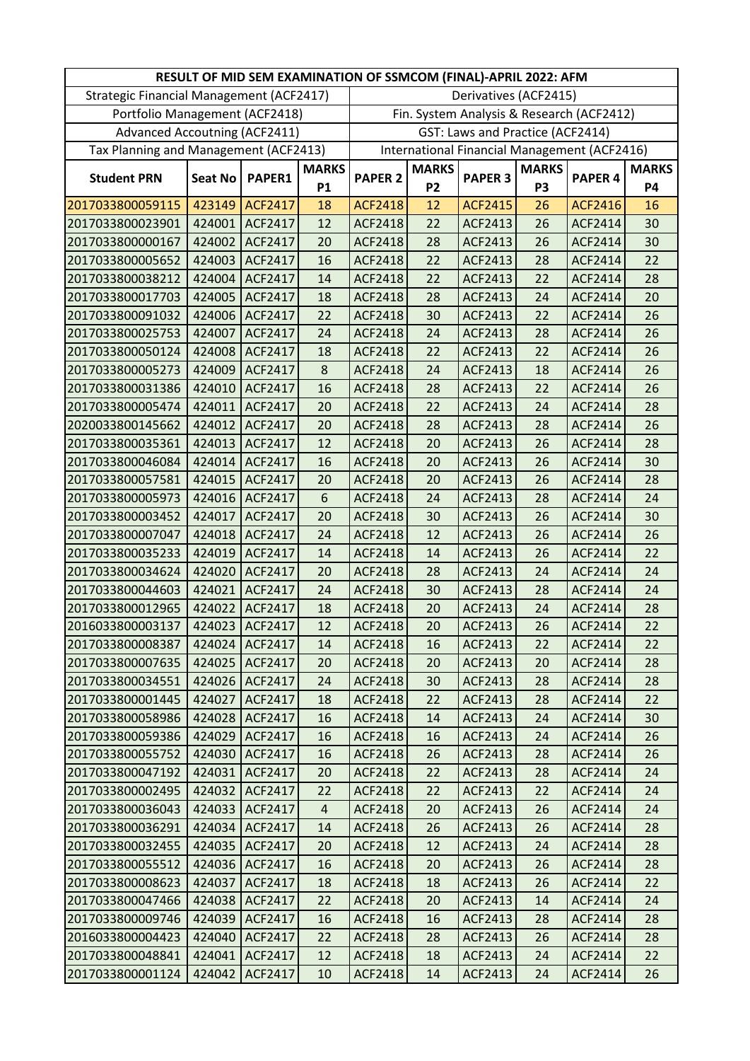| RESULT OF MID SEM EXAMINATION OF SSMCOM (FINAL)-APRIL 2022: AFM | | | | | | | | | |
|---|---|---|---|---|---|---|---|---|---|
| Strategic Financial Management (ACF2417) | | | | Derivatives (ACF2415) | | | | | |
| Portfolio Management (ACF2418) | | | | Fin. System Analysis & Research (ACF2412) | | | | | |
| Advanced Accoutning (ACF2411) | | | | GST: Laws and Practice (ACF2414) | | | | | |
| Tax Planning and Management (ACF2413) | | | | International Financial Management (ACF2416) | | | | | |
| **Student PRN** | **Seat No** | **PAPER1** | **MARKS P1** | **PAPER 2** | **MARKS P2** | **PAPER 3** | **MARKS P3** | **PAPER 4** | **MARKS P4** |
| 2017033800059115 | 423149 | ACF2417 | 18 | ACF2418 | 12 | ACF2415 | 26 | ACF2416 | 16 |
| 2017033800023901 | 424001 | ACF2417 | 12 | ACF2418 | 22 | ACF2413 | 26 | ACF2414 | 30 |
| 2017033800000167 | 424002 | ACF2417 | 20 | ACF2418 | 28 | ACF2413 | 26 | ACF2414 | 30 |
| 2017033800005652 | 424003 | ACF2417 | 16 | ACF2418 | 22 | ACF2413 | 28 | ACF2414 | 22 |
| 2017033800038212 | 424004 | ACF2417 | 14 | ACF2418 | 22 | ACF2413 | 22 | ACF2414 | 28 |
| 2017033800017703 | 424005 | ACF2417 | 18 | ACF2418 | 28 | ACF2413 | 24 | ACF2414 | 20 |
| 2017033800091032 | 424006 | ACF2417 | 22 | ACF2418 | 30 | ACF2413 | 22 | ACF2414 | 26 |
| 2017033800025753 | 424007 | ACF2417 | 24 | ACF2418 | 24 | ACF2413 | 28 | ACF2414 | 26 |
| 2017033800050124 | 424008 | ACF2417 | 18 | ACF2418 | 22 | ACF2413 | 22 | ACF2414 | 26 |
| 2017033800005273 | 424009 | ACF2417 | 8 | ACF2418 | 24 | ACF2413 | 18 | ACF2414 | 26 |
| 2017033800031386 | 424010 | ACF2417 | 16 | ACF2418 | 28 | ACF2413 | 22 | ACF2414 | 26 |
| 2017033800005474 | 424011 | ACF2417 | 20 | ACF2418 | 22 | ACF2413 | 24 | ACF2414 | 28 |
| 2020033800145662 | 424012 | ACF2417 | 20 | ACF2418 | 28 | ACF2413 | 28 | ACF2414 | 26 |
| 2017033800035361 | 424013 | ACF2417 | 12 | ACF2418 | 20 | ACF2413 | 26 | ACF2414 | 28 |
| 2017033800046084 | 424014 | ACF2417 | 16 | ACF2418 | 20 | ACF2413 | 26 | ACF2414 | 30 |
| 2017033800057581 | 424015 | ACF2417 | 20 | ACF2418 | 20 | ACF2413 | 26 | ACF2414 | 28 |
| 2017033800005973 | 424016 | ACF2417 | 6 | ACF2418 | 24 | ACF2413 | 28 | ACF2414 | 24 |
| 2017033800003452 | 424017 | ACF2417 | 20 | ACF2418 | 30 | ACF2413 | 26 | ACF2414 | 30 |
| 2017033800007047 | 424018 | ACF2417 | 24 | ACF2418 | 12 | ACF2413 | 26 | ACF2414 | 26 |
| 2017033800035233 | 424019 | ACF2417 | 14 | ACF2418 | 14 | ACF2413 | 26 | ACF2414 | 22 |
| 2017033800034624 | 424020 | ACF2417 | 20 | ACF2418 | 28 | ACF2413 | 24 | ACF2414 | 24 |
| 2017033800044603 | 424021 | ACF2417 | 24 | ACF2418 | 30 | ACF2413 | 28 | ACF2414 | 24 |
| 2017033800012965 | 424022 | ACF2417 | 18 | ACF2418 | 20 | ACF2413 | 24 | ACF2414 | 28 |
| 2016033800003137 | 424023 | ACF2417 | 12 | ACF2418 | 20 | ACF2413 | 26 | ACF2414 | 22 |
| 2017033800008387 | 424024 | ACF2417 | 14 | ACF2418 | 16 | ACF2413 | 22 | ACF2414 | 22 |
| 2017033800007635 | 424025 | ACF2417 | 20 | ACF2418 | 20 | ACF2413 | 20 | ACF2414 | 28 |
| 2017033800034551 | 424026 | ACF2417 | 24 | ACF2418 | 30 | ACF2413 | 28 | ACF2414 | 28 |
| 2017033800001445 | 424027 | ACF2417 | 18 | ACF2418 | 22 | ACF2413 | 28 | ACF2414 | 22 |
| 2017033800058986 | 424028 | ACF2417 | 16 | ACF2418 | 14 | ACF2413 | 24 | ACF2414 | 30 |
| 2017033800059386 | 424029 | ACF2417 | 16 | ACF2418 | 16 | ACF2413 | 24 | ACF2414 | 26 |
| 2017033800055752 | 424030 | ACF2417 | 16 | ACF2418 | 26 | ACF2413 | 28 | ACF2414 | 26 |
| 2017033800047192 | 424031 | ACF2417 | 20 | ACF2418 | 22 | ACF2413 | 28 | ACF2414 | 24 |
| 2017033800002495 | 424032 | ACF2417 | 22 | ACF2418 | 22 | ACF2413 | 22 | ACF2414 | 24 |
| 2017033800036043 | 424033 | ACF2417 | 4 | ACF2418 | 20 | ACF2413 | 26 | ACF2414 | 24 |
| 2017033800036291 | 424034 | ACF2417 | 14 | ACF2418 | 26 | ACF2413 | 26 | ACF2414 | 28 |
| 2017033800032455 | 424035 | ACF2417 | 20 | ACF2418 | 12 | ACF2413 | 24 | ACF2414 | 28 |
| 2017033800055512 | 424036 | ACF2417 | 16 | ACF2418 | 20 | ACF2413 | 26 | ACF2414 | 28 |
| 2017033800008623 | 424037 | ACF2417 | 18 | ACF2418 | 18 | ACF2413 | 26 | ACF2414 | 22 |
| 2017033800047466 | 424038 | ACF2417 | 22 | ACF2418 | 20 | ACF2413 | 14 | ACF2414 | 24 |
| 2017033800009746 | 424039 | ACF2417 | 16 | ACF2418 | 16 | ACF2413 | 28 | ACF2414 | 28 |
| 2016033800004423 | 424040 | ACF2417 | 22 | ACF2418 | 28 | ACF2413 | 26 | ACF2414 | 28 |
| 2017033800048841 | 424041 | ACF2417 | 12 | ACF2418 | 18 | ACF2413 | 24 | ACF2414 | 22 |
| 2017033800001124 | 424042 | ACF2417 | 10 | ACF2418 | 14 | ACF2413 | 24 | ACF2414 | 26 |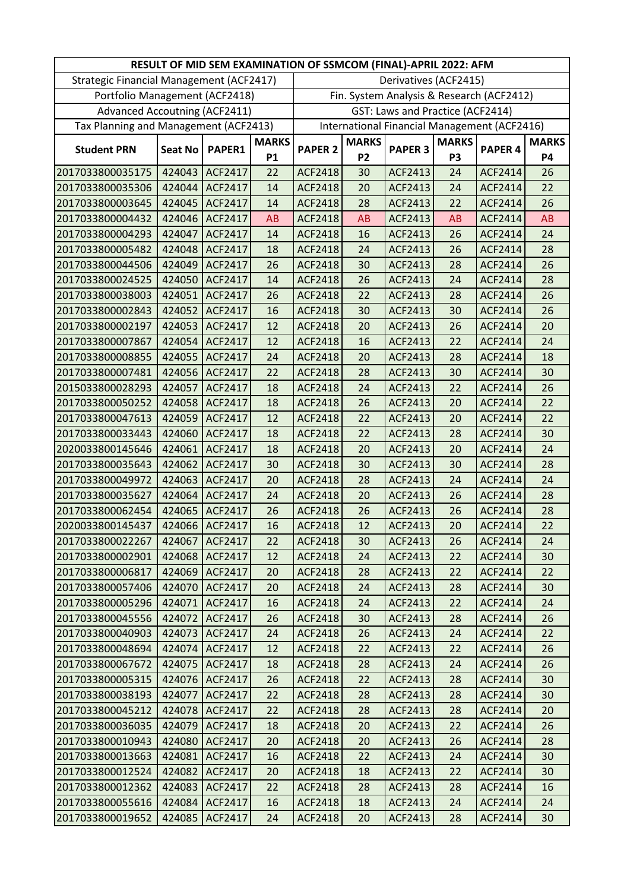| RESULT OF MID SEM EXAMINATION OF SSMCOM (FINAL)-APRIL 2022: AFM | | | | | | | | | |
|---|---|---|---|---|---|---|---|---|---|
| Strategic Financial Management (ACF2417) | | | | Derivatives (ACF2415) | | | | | |
| Portfolio Management (ACF2418) | | | | Fin. System Analysis & Research (ACF2412) | | | | | |
| Advanced Accoutning (ACF2411) | | | | GST: Laws and Practice (ACF2414) | | | | | |
| Tax Planning and Management (ACF2413) | | | | International Financial Management (ACF2416) | | | | | |
| **Student PRN** | **Seat No** | **PAPER1** | **MARKS P1** | **PAPER 2** | **MARKS P2** | **PAPER 3** | **MARKS P3** | **PAPER 4** | **MARKS P4** |
| 2017033800035175 | 424043 | ACF2417 | 22 | ACF2418 | 30 | ACF2413 | 24 | ACF2414 | 26 |
| 2017033800035306 | 424044 | ACF2417 | 14 | ACF2418 | 20 | ACF2413 | 24 | ACF2414 | 22 |
| 2017033800003645 | 424045 | ACF2417 | 14 | ACF2418 | 28 | ACF2413 | 22 | ACF2414 | 26 |
| 2017033800004432 | 424046 | ACF2417 | AB | ACF2418 | AB | ACF2413 | AB | ACF2414 | AB |
| 2017033800004293 | 424047 | ACF2417 | 14 | ACF2418 | 16 | ACF2413 | 26 | ACF2414 | 24 |
| 2017033800005482 | 424048 | ACF2417 | 18 | ACF2418 | 24 | ACF2413 | 26 | ACF2414 | 28 |
| 2017033800044506 | 424049 | ACF2417 | 26 | ACF2418 | 30 | ACF2413 | 28 | ACF2414 | 26 |
| 2017033800024525 | 424050 | ACF2417 | 14 | ACF2418 | 26 | ACF2413 | 24 | ACF2414 | 28 |
| 2017033800038003 | 424051 | ACF2417 | 26 | ACF2418 | 22 | ACF2413 | 28 | ACF2414 | 26 |
| 2017033800002843 | 424052 | ACF2417 | 16 | ACF2418 | 30 | ACF2413 | 30 | ACF2414 | 26 |
| 2017033800002197 | 424053 | ACF2417 | 12 | ACF2418 | 20 | ACF2413 | 26 | ACF2414 | 20 |
| 2017033800007867 | 424054 | ACF2417 | 12 | ACF2418 | 16 | ACF2413 | 22 | ACF2414 | 24 |
| 2017033800008855 | 424055 | ACF2417 | 24 | ACF2418 | 20 | ACF2413 | 28 | ACF2414 | 18 |
| 2017033800007481 | 424056 | ACF2417 | 22 | ACF2418 | 28 | ACF2413 | 30 | ACF2414 | 30 |
| 2015033800028293 | 424057 | ACF2417 | 18 | ACF2418 | 24 | ACF2413 | 22 | ACF2414 | 26 |
| 2017033800050252 | 424058 | ACF2417 | 18 | ACF2418 | 26 | ACF2413 | 20 | ACF2414 | 22 |
| 2017033800047613 | 424059 | ACF2417 | 12 | ACF2418 | 22 | ACF2413 | 20 | ACF2414 | 22 |
| 2017033800033443 | 424060 | ACF2417 | 18 | ACF2418 | 22 | ACF2413 | 28 | ACF2414 | 30 |
| 2020033800145646 | 424061 | ACF2417 | 18 | ACF2418 | 20 | ACF2413 | 20 | ACF2414 | 24 |
| 2017033800035643 | 424062 | ACF2417 | 30 | ACF2418 | 30 | ACF2413 | 30 | ACF2414 | 28 |
| 2017033800049972 | 424063 | ACF2417 | 20 | ACF2418 | 28 | ACF2413 | 24 | ACF2414 | 24 |
| 2017033800035627 | 424064 | ACF2417 | 24 | ACF2418 | 20 | ACF2413 | 26 | ACF2414 | 28 |
| 2017033800062454 | 424065 | ACF2417 | 26 | ACF2418 | 26 | ACF2413 | 26 | ACF2414 | 28 |
| 2020033800145437 | 424066 | ACF2417 | 16 | ACF2418 | 12 | ACF2413 | 20 | ACF2414 | 22 |
| 2017033800022267 | 424067 | ACF2417 | 22 | ACF2418 | 30 | ACF2413 | 26 | ACF2414 | 24 |
| 2017033800002901 | 424068 | ACF2417 | 12 | ACF2418 | 24 | ACF2413 | 22 | ACF2414 | 30 |
| 2017033800006817 | 424069 | ACF2417 | 20 | ACF2418 | 28 | ACF2413 | 22 | ACF2414 | 22 |
| 2017033800057406 | 424070 | ACF2417 | 20 | ACF2418 | 24 | ACF2413 | 28 | ACF2414 | 30 |
| 2017033800005296 | 424071 | ACF2417 | 16 | ACF2418 | 24 | ACF2413 | 22 | ACF2414 | 24 |
| 2017033800045556 | 424072 | ACF2417 | 26 | ACF2418 | 30 | ACF2413 | 28 | ACF2414 | 26 |
| 2017033800040903 | 424073 | ACF2417 | 24 | ACF2418 | 26 | ACF2413 | 24 | ACF2414 | 22 |
| 2017033800048694 | 424074 | ACF2417 | 12 | ACF2418 | 22 | ACF2413 | 22 | ACF2414 | 26 |
| 2017033800067672 | 424075 | ACF2417 | 18 | ACF2418 | 28 | ACF2413 | 24 | ACF2414 | 26 |
| 2017033800005315 | 424076 | ACF2417 | 26 | ACF2418 | 22 | ACF2413 | 28 | ACF2414 | 30 |
| 2017033800038193 | 424077 | ACF2417 | 22 | ACF2418 | 28 | ACF2413 | 28 | ACF2414 | 30 |
| 2017033800045212 | 424078 | ACF2417 | 22 | ACF2418 | 28 | ACF2413 | 28 | ACF2414 | 20 |
| 2017033800036035 | 424079 | ACF2417 | 18 | ACF2418 | 20 | ACF2413 | 22 | ACF2414 | 26 |
| 2017033800010943 | 424080 | ACF2417 | 20 | ACF2418 | 20 | ACF2413 | 26 | ACF2414 | 28 |
| 2017033800013663 | 424081 | ACF2417 | 16 | ACF2418 | 22 | ACF2413 | 24 | ACF2414 | 30 |
| 2017033800012524 | 424082 | ACF2417 | 20 | ACF2418 | 18 | ACF2413 | 22 | ACF2414 | 30 |
| 2017033800012362 | 424083 | ACF2417 | 22 | ACF2418 | 28 | ACF2413 | 28 | ACF2414 | 16 |
| 2017033800055616 | 424084 | ACF2417 | 16 | ACF2418 | 18 | ACF2413 | 24 | ACF2414 | 24 |
| 2017033800019652 | 424085 | ACF2417 | 24 | ACF2418 | 20 | ACF2413 | 28 | ACF2414 | 30 |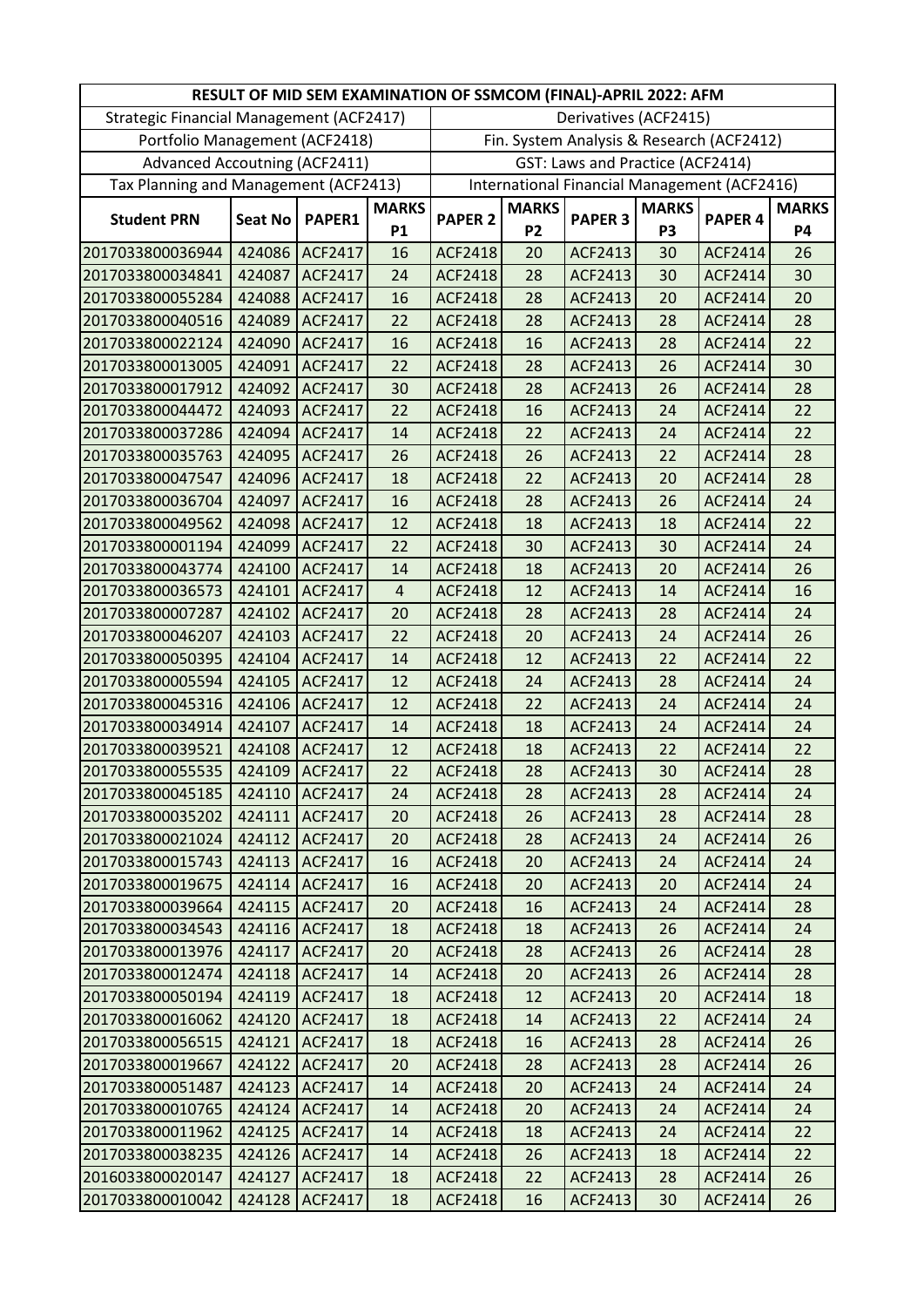| RESULT OF MID SEM EXAMINATION OF SSMCOM (FINAL)-APRIL 2022: AFM | | | | | | | | | |
|---|---|---|---|---|---|---|---|---|---|
| Strategic Financial Management (ACF2417) | | | | Derivatives (ACF2415) | | | | | |
| Portfolio Management (ACF2418) | | | | Fin. System Analysis & Research (ACF2412) | | | | | |
| Advanced Accoutning (ACF2411) | | | | GST: Laws and Practice (ACF2414) | | | | | |
| Tax Planning and Management (ACF2413) | | | | International Financial Management (ACF2416) | | | | | |
| Student PRN | Seat No | PAPER1 | MARKS P1 | PAPER 2 | MARKS P2 | PAPER 3 | MARKS P3 | PAPER 4 | MARKS P4 |
| 2017033800036944 | 424086 | ACF2417 | 16 | ACF2418 | 20 | ACF2413 | 30 | ACF2414 | 26 |
| 2017033800034841 | 424087 | ACF2417 | 24 | ACF2418 | 28 | ACF2413 | 30 | ACF2414 | 30 |
| 2017033800055284 | 424088 | ACF2417 | 16 | ACF2418 | 28 | ACF2413 | 20 | ACF2414 | 20 |
| 2017033800040516 | 424089 | ACF2417 | 22 | ACF2418 | 28 | ACF2413 | 28 | ACF2414 | 28 |
| 2017033800022124 | 424090 | ACF2417 | 16 | ACF2418 | 16 | ACF2413 | 28 | ACF2414 | 22 |
| 2017033800013005 | 424091 | ACF2417 | 22 | ACF2418 | 28 | ACF2413 | 26 | ACF2414 | 30 |
| 2017033800017912 | 424092 | ACF2417 | 30 | ACF2418 | 28 | ACF2413 | 26 | ACF2414 | 28 |
| 2017033800044472 | 424093 | ACF2417 | 22 | ACF2418 | 16 | ACF2413 | 24 | ACF2414 | 22 |
| 2017033800037286 | 424094 | ACF2417 | 14 | ACF2418 | 22 | ACF2413 | 24 | ACF2414 | 22 |
| 2017033800035763 | 424095 | ACF2417 | 26 | ACF2418 | 26 | ACF2413 | 22 | ACF2414 | 28 |
| 2017033800047547 | 424096 | ACF2417 | 18 | ACF2418 | 22 | ACF2413 | 20 | ACF2414 | 28 |
| 2017033800036704 | 424097 | ACF2417 | 16 | ACF2418 | 28 | ACF2413 | 26 | ACF2414 | 24 |
| 2017033800049562 | 424098 | ACF2417 | 12 | ACF2418 | 18 | ACF2413 | 18 | ACF2414 | 22 |
| 2017033800001194 | 424099 | ACF2417 | 22 | ACF2418 | 30 | ACF2413 | 30 | ACF2414 | 24 |
| 2017033800043774 | 424100 | ACF2417 | 14 | ACF2418 | 18 | ACF2413 | 20 | ACF2414 | 26 |
| 2017033800036573 | 424101 | ACF2417 | 4 | ACF2418 | 12 | ACF2413 | 14 | ACF2414 | 16 |
| 2017033800007287 | 424102 | ACF2417 | 20 | ACF2418 | 28 | ACF2413 | 28 | ACF2414 | 24 |
| 2017033800046207 | 424103 | ACF2417 | 22 | ACF2418 | 20 | ACF2413 | 24 | ACF2414 | 26 |
| 2017033800050395 | 424104 | ACF2417 | 14 | ACF2418 | 12 | ACF2413 | 22 | ACF2414 | 22 |
| 2017033800005594 | 424105 | ACF2417 | 12 | ACF2418 | 24 | ACF2413 | 28 | ACF2414 | 24 |
| 2017033800045316 | 424106 | ACF2417 | 12 | ACF2418 | 22 | ACF2413 | 24 | ACF2414 | 24 |
| 2017033800034914 | 424107 | ACF2417 | 14 | ACF2418 | 18 | ACF2413 | 24 | ACF2414 | 24 |
| 2017033800039521 | 424108 | ACF2417 | 12 | ACF2418 | 18 | ACF2413 | 22 | ACF2414 | 22 |
| 2017033800055535 | 424109 | ACF2417 | 22 | ACF2418 | 28 | ACF2413 | 30 | ACF2414 | 28 |
| 2017033800045185 | 424110 | ACF2417 | 24 | ACF2418 | 28 | ACF2413 | 28 | ACF2414 | 24 |
| 2017033800035202 | 424111 | ACF2417 | 20 | ACF2418 | 26 | ACF2413 | 28 | ACF2414 | 28 |
| 2017033800021024 | 424112 | ACF2417 | 20 | ACF2418 | 28 | ACF2413 | 24 | ACF2414 | 26 |
| 2017033800015743 | 424113 | ACF2417 | 16 | ACF2418 | 20 | ACF2413 | 24 | ACF2414 | 24 |
| 2017033800019675 | 424114 | ACF2417 | 16 | ACF2418 | 20 | ACF2413 | 20 | ACF2414 | 24 |
| 2017033800039664 | 424115 | ACF2417 | 20 | ACF2418 | 16 | ACF2413 | 24 | ACF2414 | 28 |
| 2017033800034543 | 424116 | ACF2417 | 18 | ACF2418 | 18 | ACF2413 | 26 | ACF2414 | 24 |
| 2017033800013976 | 424117 | ACF2417 | 20 | ACF2418 | 28 | ACF2413 | 26 | ACF2414 | 28 |
| 2017033800012474 | 424118 | ACF2417 | 14 | ACF2418 | 20 | ACF2413 | 26 | ACF2414 | 28 |
| 2017033800050194 | 424119 | ACF2417 | 18 | ACF2418 | 12 | ACF2413 | 20 | ACF2414 | 18 |
| 2017033800016062 | 424120 | ACF2417 | 18 | ACF2418 | 14 | ACF2413 | 22 | ACF2414 | 24 |
| 2017033800056515 | 424121 | ACF2417 | 18 | ACF2418 | 16 | ACF2413 | 28 | ACF2414 | 26 |
| 2017033800019667 | 424122 | ACF2417 | 20 | ACF2418 | 28 | ACF2413 | 28 | ACF2414 | 26 |
| 2017033800051487 | 424123 | ACF2417 | 14 | ACF2418 | 20 | ACF2413 | 24 | ACF2414 | 24 |
| 2017033800010765 | 424124 | ACF2417 | 14 | ACF2418 | 20 | ACF2413 | 24 | ACF2414 | 24 |
| 2017033800011962 | 424125 | ACF2417 | 14 | ACF2418 | 18 | ACF2413 | 24 | ACF2414 | 22 |
| 2017033800038235 | 424126 | ACF2417 | 14 | ACF2418 | 26 | ACF2413 | 18 | ACF2414 | 22 |
| 2016033800020147 | 424127 | ACF2417 | 18 | ACF2418 | 22 | ACF2413 | 28 | ACF2414 | 26 |
| 2017033800010042 | 424128 | ACF2417 | 18 | ACF2418 | 16 | ACF2413 | 30 | ACF2414 | 26 |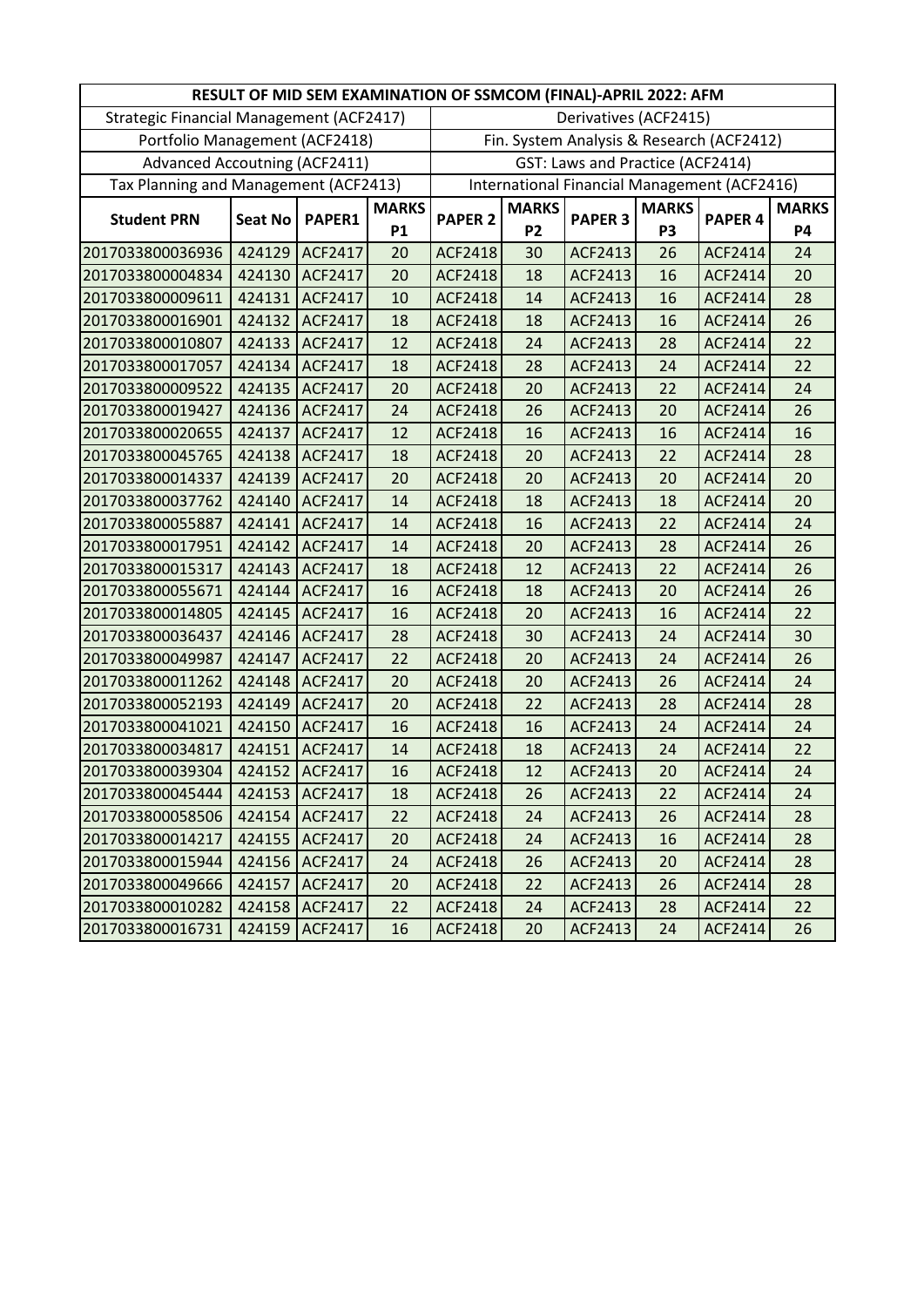| RESULT OF MID SEM EXAMINATION OF SSMCOM (FINAL)-APRIL 2022: AFM | | | | | | | | | |
|---|---|---|---|---|---|---|---|---|---|
| Strategic Financial Management (ACF2417) | | | | Derivatives (ACF2415) | | | | | |
| Portfolio Management (ACF2418) | | | | Fin. System Analysis & Research (ACF2412) | | | | | |
| Advanced Accoutning (ACF2411) | | | | GST: Laws and Practice (ACF2414) | | | | | |
| Tax Planning and Management (ACF2413) | | | | International Financial Management (ACF2416) | | | | | |
| **Student PRN** | **Seat No** | **PAPER1** | **MARKS P1** | **PAPER 2** | **MARKS P2** | **PAPER 3** | **MARKS P3** | **PAPER 4** | **MARKS P4** |
| 2017033800036936 | 424129 | ACF2417 | 20 | ACF2418 | 30 | ACF2413 | 26 | ACF2414 | 24 |
| 2017033800004834 | 424130 | ACF2417 | 20 | ACF2418 | 18 | ACF2413 | 16 | ACF2414 | 20 |
| 2017033800009611 | 424131 | ACF2417 | 10 | ACF2418 | 14 | ACF2413 | 16 | ACF2414 | 28 |
| 2017033800016901 | 424132 | ACF2417 | 18 | ACF2418 | 18 | ACF2413 | 16 | ACF2414 | 26 |
| 2017033800010807 | 424133 | ACF2417 | 12 | ACF2418 | 24 | ACF2413 | 28 | ACF2414 | 22 |
| 2017033800017057 | 424134 | ACF2417 | 18 | ACF2418 | 28 | ACF2413 | 24 | ACF2414 | 22 |
| 2017033800009522 | 424135 | ACF2417 | 20 | ACF2418 | 20 | ACF2413 | 22 | ACF2414 | 24 |
| 2017033800019427 | 424136 | ACF2417 | 24 | ACF2418 | 26 | ACF2413 | 20 | ACF2414 | 26 |
| 2017033800020655 | 424137 | ACF2417 | 12 | ACF2418 | 16 | ACF2413 | 16 | ACF2414 | 16 |
| 2017033800045765 | 424138 | ACF2417 | 18 | ACF2418 | 20 | ACF2413 | 22 | ACF2414 | 28 |
| 2017033800014337 | 424139 | ACF2417 | 20 | ACF2418 | 20 | ACF2413 | 20 | ACF2414 | 20 |
| 2017033800037762 | 424140 | ACF2417 | 14 | ACF2418 | 18 | ACF2413 | 18 | ACF2414 | 20 |
| 2017033800055887 | 424141 | ACF2417 | 14 | ACF2418 | 16 | ACF2413 | 22 | ACF2414 | 24 |
| 2017033800017951 | 424142 | ACF2417 | 14 | ACF2418 | 20 | ACF2413 | 28 | ACF2414 | 26 |
| 2017033800015317 | 424143 | ACF2417 | 18 | ACF2418 | 12 | ACF2413 | 22 | ACF2414 | 26 |
| 2017033800055671 | 424144 | ACF2417 | 16 | ACF2418 | 18 | ACF2413 | 20 | ACF2414 | 26 |
| 2017033800014805 | 424145 | ACF2417 | 16 | ACF2418 | 20 | ACF2413 | 16 | ACF2414 | 22 |
| 2017033800036437 | 424146 | ACF2417 | 28 | ACF2418 | 30 | ACF2413 | 24 | ACF2414 | 30 |
| 2017033800049987 | 424147 | ACF2417 | 22 | ACF2418 | 20 | ACF2413 | 24 | ACF2414 | 26 |
| 2017033800011262 | 424148 | ACF2417 | 20 | ACF2418 | 20 | ACF2413 | 26 | ACF2414 | 24 |
| 2017033800052193 | 424149 | ACF2417 | 20 | ACF2418 | 22 | ACF2413 | 28 | ACF2414 | 28 |
| 2017033800041021 | 424150 | ACF2417 | 16 | ACF2418 | 16 | ACF2413 | 24 | ACF2414 | 24 |
| 2017033800034817 | 424151 | ACF2417 | 14 | ACF2418 | 18 | ACF2413 | 24 | ACF2414 | 22 |
| 2017033800039304 | 424152 | ACF2417 | 16 | ACF2418 | 12 | ACF2413 | 20 | ACF2414 | 24 |
| 2017033800045444 | 424153 | ACF2417 | 18 | ACF2418 | 26 | ACF2413 | 22 | ACF2414 | 24 |
| 2017033800058506 | 424154 | ACF2417 | 22 | ACF2418 | 24 | ACF2413 | 26 | ACF2414 | 28 |
| 2017033800014217 | 424155 | ACF2417 | 20 | ACF2418 | 24 | ACF2413 | 16 | ACF2414 | 28 |
| 2017033800015944 | 424156 | ACF2417 | 24 | ACF2418 | 26 | ACF2413 | 20 | ACF2414 | 28 |
| 2017033800049666 | 424157 | ACF2417 | 20 | ACF2418 | 22 | ACF2413 | 26 | ACF2414 | 28 |
| 2017033800010282 | 424158 | ACF2417 | 22 | ACF2418 | 24 | ACF2413 | 28 | ACF2414 | 22 |
| 2017033800016731 | 424159 | ACF2417 | 16 | ACF2418 | 20 | ACF2413 | 24 | ACF2414 | 26 |